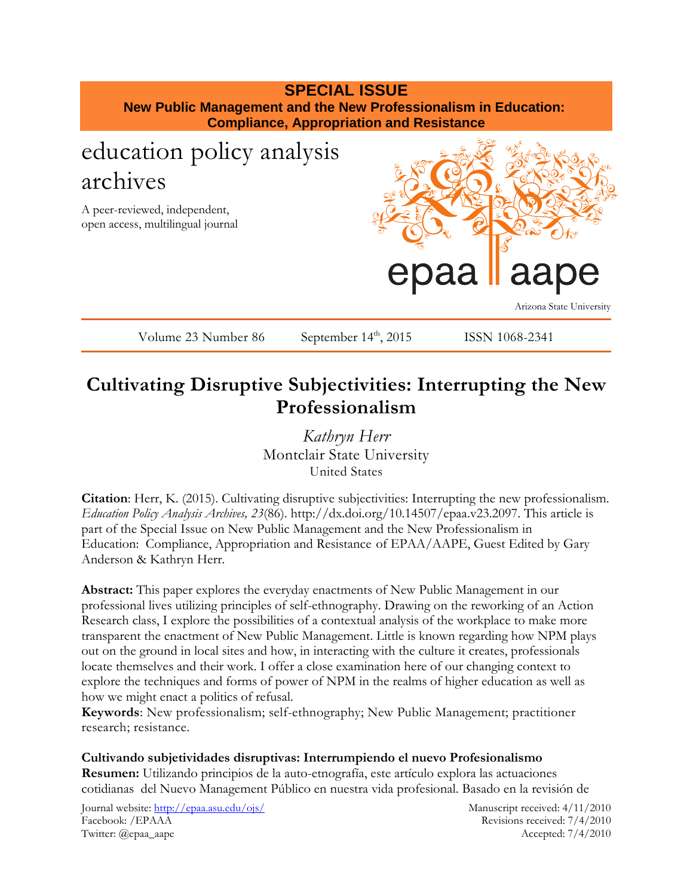**SPECIAL ISSUE**
**New Public Management and the New Professionalism in Education: Compliance, Appropriation and Resistance**

education policy analysis archives

A peer-reviewed, independent, open access, multilingual journal

epaa aape

Arizona State University

Volume 23 Number 86 September 14th, 2015 ISSN 1068-2341

# Cultivating Disruptive Subjectivities: Interrupting the New Professionalism

*Kathryn Herr*
Montclair State University
United States

**Citation**: Herr, K. (2015). Cultivating disruptive subjectivities: Interrupting the new professionalism. *Education Policy Analysis Archives, 23*(86). http://dx.doi.org/10.14507/epaa.v23.2097. This article is part of the Special Issue on New Public Management and the New Professionalism in Education: Compliance, Appropriation and Resistance of EPAA/AAPE, Guest Edited by Gary Anderson & Kathryn Herr.

**Abstract:** This paper explores the everyday enactments of New Public Management in our professional lives utilizing principles of self-ethnography. Drawing on the reworking of an Action Research class, I explore the possibilities of a contextual analysis of the workplace to make more transparent the enactment of New Public Management. Little is known regarding how NPM plays out on the ground in local sites and how, in interacting with the culture it creates, professionals locate themselves and their work. I offer a close examination here of our changing context to explore the techniques and forms of power of NPM in the realms of higher education as well as how we might enact a politics of refusal.

**Keywords**: New professionalism; self-ethnography; New Public Management; practitioner research; resistance.

**Cultivando subjetividades disruptivas: Interrumpiendo el nuevo Profesionalismo**

**Resumen:** Utilizando principios de la auto-etnografía, este artículo explora las actuaciones cotidianas del Nuevo Management Público en nuestra vida profesional. Basado en la revisión de

Journal website: http://epaa.asu.edu/ojs/
Facebook: /EPAAA
Twitter: @epaa_aape

Manuscript received: 4/11/2010
Revisions received: 7/4/2010
Accepted: 7/4/2010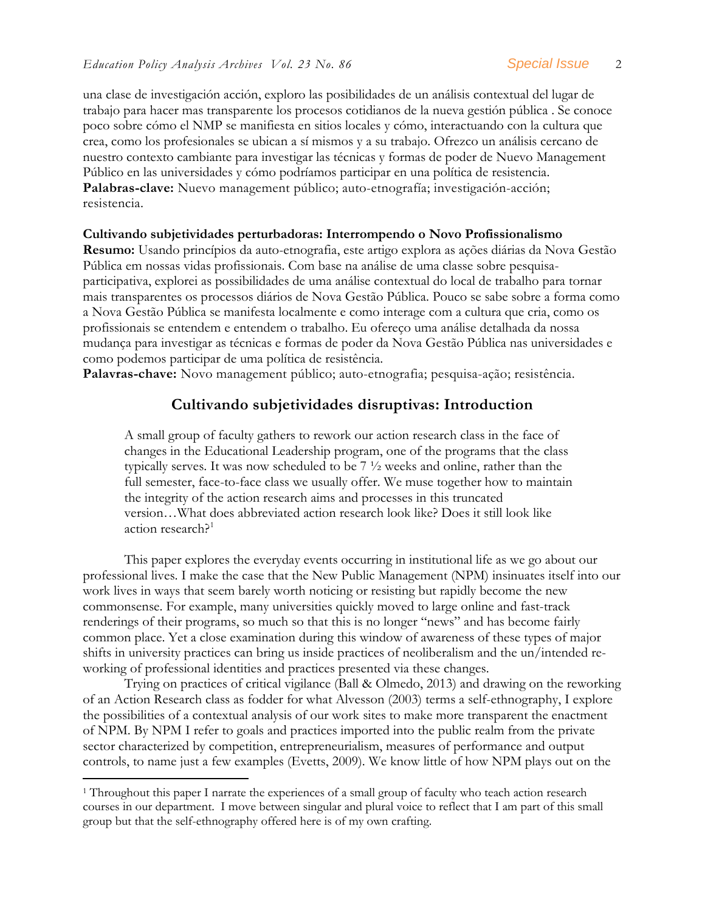una clase de investigación acción, exploro las posibilidades de un análisis contextual del lugar de trabajo para hacer mas transparente los procesos cotidianos de la nueva gestión pública . Se conoce poco sobre cómo el NMP se manifiesta en sitios locales y cómo, interactuando con la cultura que crea, como los profesionales se ubican a sí mismos y a su trabajo. Ofrezco un análisis cercano de nuestro contexto cambiante para investigar las técnicas y formas de poder de Nuevo Management Público en las universidades y cómo podríamos participar en una política de resistencia.
**Palabras-clave:** Nuevo management público; auto-etnografía; investigación-acción; resistencia.

**Cultivando subjetividades perturbadoras: Interrompendo o Novo Profissionalismo**
**Resumo:** Usando princípios da auto-etnografia, este artigo explora as ações diárias da Nova Gestão Pública em nossas vidas profissionais. Com base na análise de uma classe sobre pesquisa-participativa, explorei as possibilidades de uma análise contextual do local de trabalho para tornar mais transparentes os processos diários de Nova Gestão Pública. Pouco se sabe sobre a forma como a Nova Gestão Pública se manifesta localmente e como interage com a cultura que cria, como os profissionais se entendem e entendem o trabalho. Eu ofereço uma análise detalhada da nossa mudança para investigar as técnicas e formas de poder da Nova Gestão Pública nas universidades e como podemos participar de uma política de resistência.
**Palavras-chave:** Novo management público; auto-etnografia; pesquisa-ação; resistência.

## Cultivando subjetividades disruptivas: Introduction

> A small group of faculty gathers to rework our action research class in the face of changes in the Educational Leadership program, one of the programs that the class typically serves. It was now scheduled to be 7 ½ weeks and online, rather than the full semester, face-to-face class we usually offer. We muse together how to maintain the integrity of the action research aims and processes in this truncated version…What does abbreviated action research look like? Does it still look like action research?[1]

This paper explores the everyday events occurring in institutional life as we go about our professional lives. I make the case that the New Public Management (NPM) insinuates itself into our work lives in ways that seem barely worth noticing or resisting but rapidly become the new commonsense. For example, many universities quickly moved to large online and fast-track renderings of their programs, so much so that this is no longer "news" and has become fairly common place. Yet a close examination during this window of awareness of these types of major shifts in university practices can bring us inside practices of neoliberalism and the un/intended re-working of professional identities and practices presented via these changes.

Trying on practices of critical vigilance (Ball & Olmedo, 2013) and drawing on the reworking of an Action Research class as fodder for what Alvesson (2003) terms a self-ethnography, I explore the possibilities of a contextual analysis of our work sites to make more transparent the enactment of NPM. By NPM I refer to goals and practices imported into the public realm from the private sector characterized by competition, entrepreneurialism, measures of performance and output controls, to name just a few examples (Evetts, 2009). We know little of how NPM plays out on the

[1] Throughout this paper I narrate the experiences of a small group of faculty who teach action research courses in our department. I move between singular and plural voice to reflect that I am part of this small group but that the self-ethnography offered here is of my own crafting.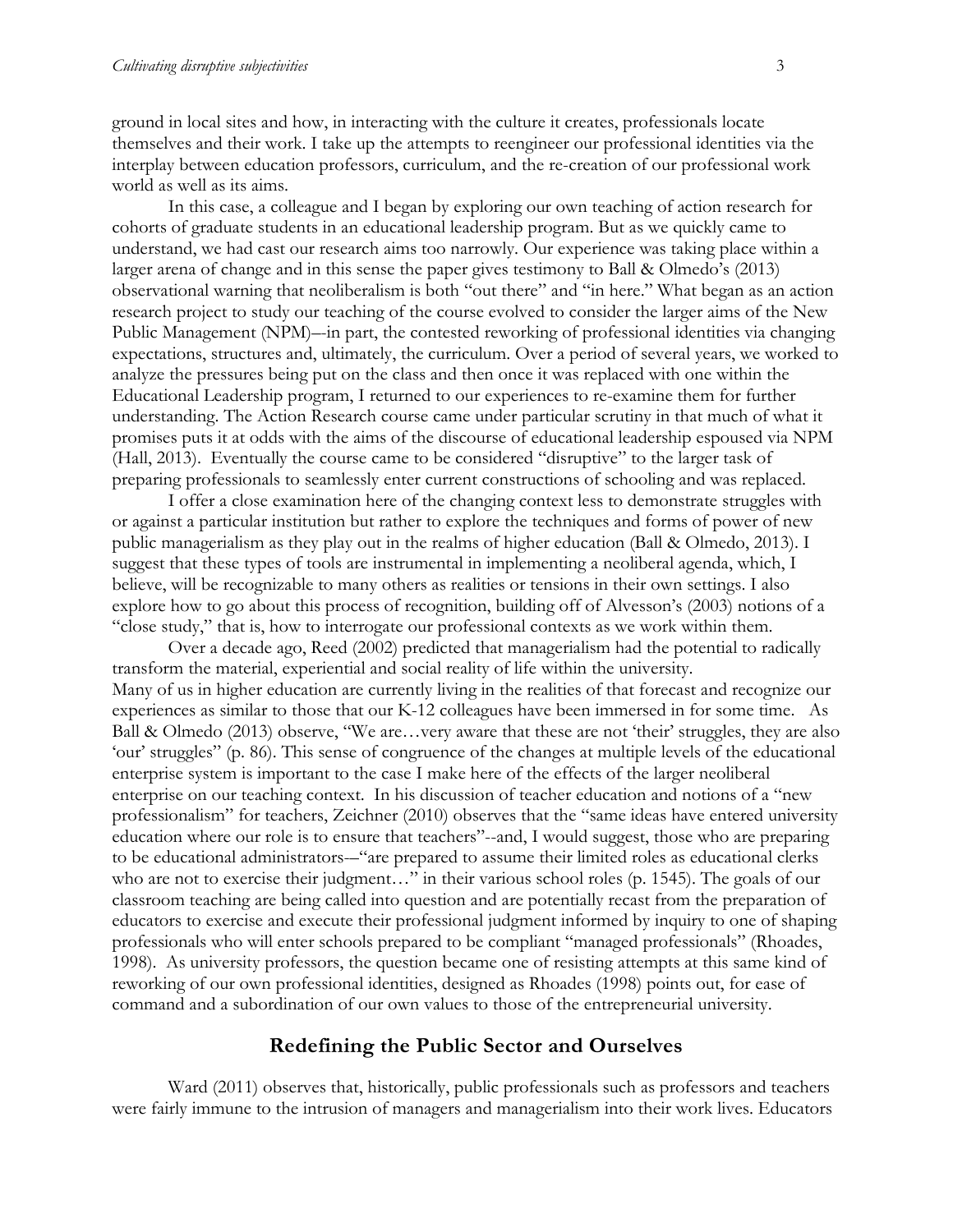ground in local sites and how, in interacting with the culture it creates, professionals locate themselves and their work. I take up the attempts to reengineer our professional identities via the interplay between education professors, curriculum, and the re-creation of our professional work world as well as its aims.

In this case, a colleague and I began by exploring our own teaching of action research for cohorts of graduate students in an educational leadership program. But as we quickly came to understand, we had cast our research aims too narrowly. Our experience was taking place within a larger arena of change and in this sense the paper gives testimony to Ball & Olmedo's (2013) observational warning that neoliberalism is both "out there" and "in here." What began as an action research project to study our teaching of the course evolved to consider the larger aims of the New Public Management (NPM)—in part, the contested reworking of professional identities via changing expectations, structures and, ultimately, the curriculum. Over a period of several years, we worked to analyze the pressures being put on the class and then once it was replaced with one within the Educational Leadership program, I returned to our experiences to re-examine them for further understanding. The Action Research course came under particular scrutiny in that much of what it promises puts it at odds with the aims of the discourse of educational leadership espoused via NPM (Hall, 2013). Eventually the course came to be considered "disruptive" to the larger task of preparing professionals to seamlessly enter current constructions of schooling and was replaced.

I offer a close examination here of the changing context less to demonstrate struggles with or against a particular institution but rather to explore the techniques and forms of power of new public managerialism as they play out in the realms of higher education (Ball & Olmedo, 2013). I suggest that these types of tools are instrumental in implementing a neoliberal agenda, which, I believe, will be recognizable to many others as realities or tensions in their own settings. I also explore how to go about this process of recognition, building off of Alvesson's (2003) notions of a "close study," that is, how to interrogate our professional contexts as we work within them.

Over a decade ago, Reed (2002) predicted that managerialism had the potential to radically transform the material, experiential and social reality of life within the university. Many of us in higher education are currently living in the realities of that forecast and recognize our experiences as similar to those that our K-12 colleagues have been immersed in for some time. As Ball & Olmedo (2013) observe, "We are…very aware that these are not 'their' struggles, they are also 'our' struggles" (p. 86). This sense of congruence of the changes at multiple levels of the educational enterprise system is important to the case I make here of the effects of the larger neoliberal enterprise on our teaching context. In his discussion of teacher education and notions of a "new professionalism" for teachers, Zeichner (2010) observes that the "same ideas have entered university education where our role is to ensure that teachers"--and, I would suggest, those who are preparing to be educational administrators-–"are prepared to assume their limited roles as educational clerks who are not to exercise their judgment…" in their various school roles (p. 1545). The goals of our classroom teaching are being called into question and are potentially recast from the preparation of educators to exercise and execute their professional judgment informed by inquiry to one of shaping professionals who will enter schools prepared to be compliant "managed professionals" (Rhoades, 1998). As university professors, the question became one of resisting attempts at this same kind of reworking of our own professional identities, designed as Rhoades (1998) points out, for ease of command and a subordination of our own values to those of the entrepreneurial university.

## Redefining the Public Sector and Ourselves

Ward (2011) observes that, historically, public professionals such as professors and teachers were fairly immune to the intrusion of managers and managerialism into their work lives. Educators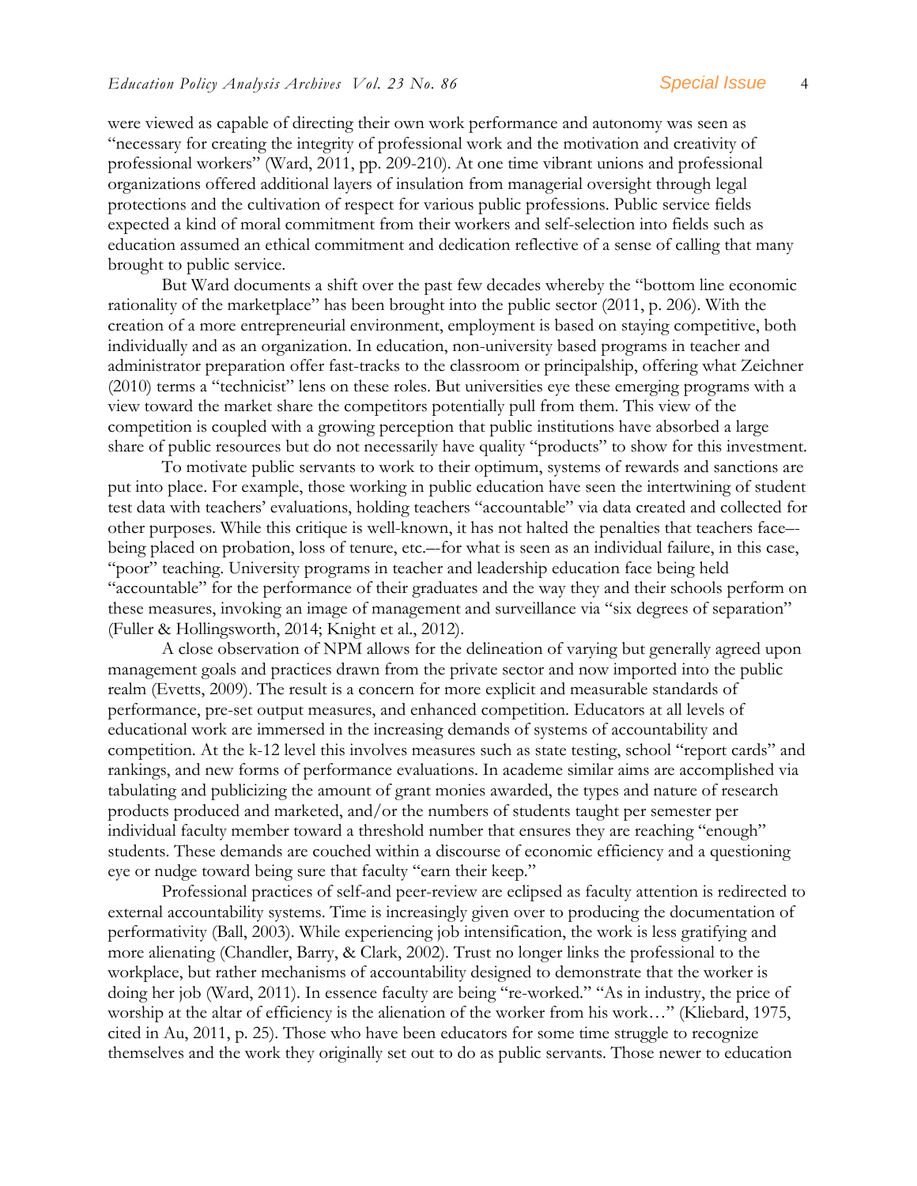were viewed as capable of directing their own work performance and autonomy was seen as "necessary for creating the integrity of professional work and the motivation and creativity of professional workers" (Ward, 2011, pp. 209-210). At one time vibrant unions and professional organizations offered additional layers of insulation from managerial oversight through legal protections and the cultivation of respect for various public professions. Public service fields expected a kind of moral commitment from their workers and self-selection into fields such as education assumed an ethical commitment and dedication reflective of a sense of calling that many brought to public service.

But Ward documents a shift over the past few decades whereby the "bottom line economic rationality of the marketplace" has been brought into the public sector (2011, p. 206). With the creation of a more entrepreneurial environment, employment is based on staying competitive, both individually and as an organization. In education, non-university based programs in teacher and administrator preparation offer fast-tracks to the classroom or principalship, offering what Zeichner (2010) terms a "technicist" lens on these roles. But universities eye these emerging programs with a view toward the market share the competitors potentially pull from them. This view of the competition is coupled with a growing perception that public institutions have absorbed a large share of public resources but do not necessarily have quality "products" to show for this investment.

To motivate public servants to work to their optimum, systems of rewards and sanctions are put into place. For example, those working in public education have seen the intertwining of student test data with teachers' evaluations, holding teachers "accountable" via data created and collected for other purposes. While this critique is well-known, it has not halted the penalties that teachers face–-being placed on probation, loss of tenure, etc.–-for what is seen as an individual failure, in this case, "poor" teaching. University programs in teacher and leadership education face being held "accountable" for the performance of their graduates and the way they and their schools perform on these measures, invoking an image of management and surveillance via "six degrees of separation" (Fuller & Hollingsworth, 2014; Knight et al., 2012).

A close observation of NPM allows for the delineation of varying but generally agreed upon management goals and practices drawn from the private sector and now imported into the public realm (Evetts, 2009). The result is a concern for more explicit and measurable standards of performance, pre-set output measures, and enhanced competition. Educators at all levels of educational work are immersed in the increasing demands of systems of accountability and competition. At the k-12 level this involves measures such as state testing, school "report cards" and rankings, and new forms of performance evaluations. In academe similar aims are accomplished via tabulating and publicizing the amount of grant monies awarded, the types and nature of research products produced and marketed, and/or the numbers of students taught per semester per individual faculty member toward a threshold number that ensures they are reaching "enough" students. These demands are couched within a discourse of economic efficiency and a questioning eye or nudge toward being sure that faculty "earn their keep."

Professional practices of self-and peer-review are eclipsed as faculty attention is redirected to external accountability systems. Time is increasingly given over to producing the documentation of performativity (Ball, 2003). While experiencing job intensification, the work is less gratifying and more alienating (Chandler, Barry, & Clark, 2002). Trust no longer links the professional to the workplace, but rather mechanisms of accountability designed to demonstrate that the worker is doing her job (Ward, 2011). In essence faculty are being "re-worked." "As in industry, the price of worship at the altar of efficiency is the alienation of the worker from his work…" (Kliebard, 1975, cited in Au, 2011, p. 25). Those who have been educators for some time struggle to recognize themselves and the work they originally set out to do as public servants. Those newer to education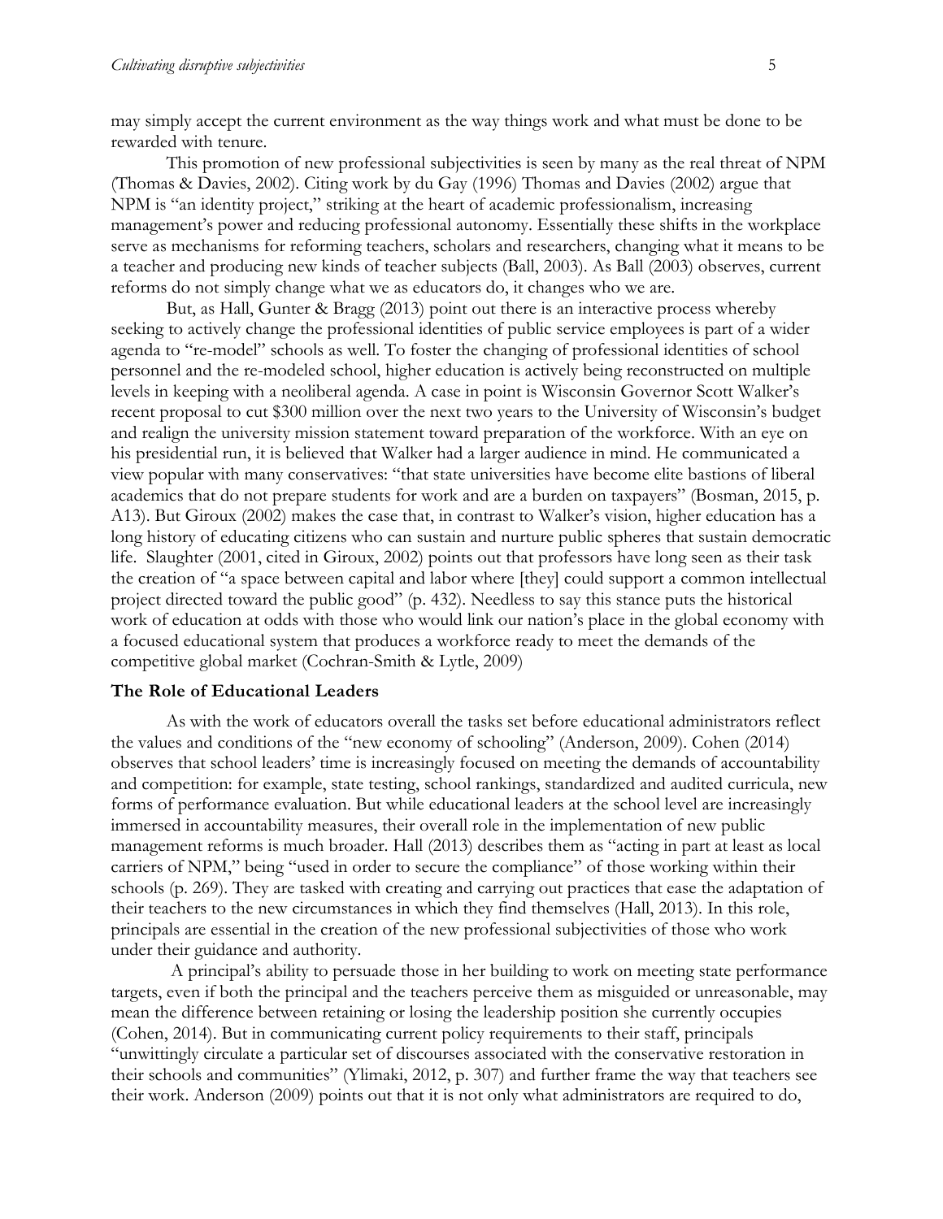may simply accept the current environment as the way things work and what must be done to be rewarded with tenure.

This promotion of new professional subjectivities is seen by many as the real threat of NPM (Thomas & Davies, 2002). Citing work by du Gay (1996) Thomas and Davies (2002) argue that NPM is "an identity project," striking at the heart of academic professionalism, increasing management's power and reducing professional autonomy. Essentially these shifts in the workplace serve as mechanisms for reforming teachers, scholars and researchers, changing what it means to be a teacher and producing new kinds of teacher subjects (Ball, 2003). As Ball (2003) observes, current reforms do not simply change what we as educators do, it changes who we are.

But, as Hall, Gunter & Bragg (2013) point out there is an interactive process whereby seeking to actively change the professional identities of public service employees is part of a wider agenda to "re-model" schools as well. To foster the changing of professional identities of school personnel and the re-modeled school, higher education is actively being reconstructed on multiple levels in keeping with a neoliberal agenda. A case in point is Wisconsin Governor Scott Walker's recent proposal to cut $300 million over the next two years to the University of Wisconsin's budget and realign the university mission statement toward preparation of the workforce. With an eye on his presidential run, it is believed that Walker had a larger audience in mind. He communicated a view popular with many conservatives: "that state universities have become elite bastions of liberal academics that do not prepare students for work and are a burden on taxpayers" (Bosman, 2015, p. A13). But Giroux (2002) makes the case that, in contrast to Walker's vision, higher education has a long history of educating citizens who can sustain and nurture public spheres that sustain democratic life. Slaughter (2001, cited in Giroux, 2002) points out that professors have long seen as their task the creation of "a space between capital and labor where [they] could support a common intellectual project directed toward the public good" (p. 432). Needless to say this stance puts the historical work of education at odds with those who would link our nation's place in the global economy with a focused educational system that produces a workforce ready to meet the demands of the competitive global market (Cochran-Smith & Lytle, 2009)

### The Role of Educational Leaders

As with the work of educators overall the tasks set before educational administrators reflect the values and conditions of the "new economy of schooling" (Anderson, 2009). Cohen (2014) observes that school leaders' time is increasingly focused on meeting the demands of accountability and competition: for example, state testing, school rankings, standardized and audited curricula, new forms of performance evaluation. But while educational leaders at the school level are increasingly immersed in accountability measures, their overall role in the implementation of new public management reforms is much broader. Hall (2013) describes them as "acting in part at least as local carriers of NPM," being "used in order to secure the compliance" of those working within their schools (p. 269). They are tasked with creating and carrying out practices that ease the adaptation of their teachers to the new circumstances in which they find themselves (Hall, 2013). In this role, principals are essential in the creation of the new professional subjectivities of those who work under their guidance and authority.

A principal's ability to persuade those in her building to work on meeting state performance targets, even if both the principal and the teachers perceive them as misguided or unreasonable, may mean the difference between retaining or losing the leadership position she currently occupies (Cohen, 2014). But in communicating current policy requirements to their staff, principals "unwittingly circulate a particular set of discourses associated with the conservative restoration in their schools and communities" (Ylimaki, 2012, p. 307) and further frame the way that teachers see their work. Anderson (2009) points out that it is not only what administrators are required to do,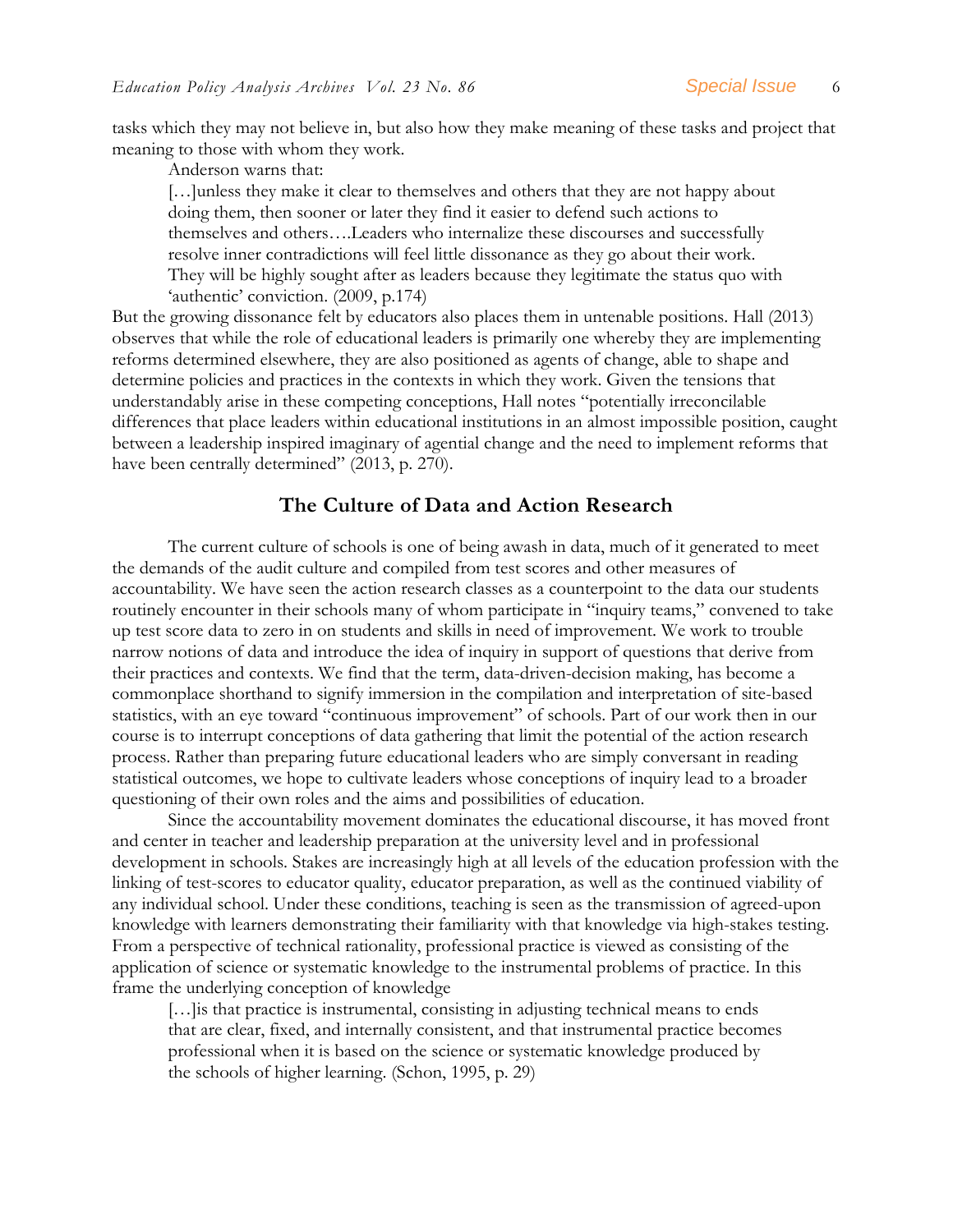tasks which they may not believe in, but also how they make meaning of these tasks and project that meaning to those with whom they work.

Anderson warns that:

> […]unless they make it clear to themselves and others that they are not happy about doing them, then sooner or later they find it easier to defend such actions to themselves and others….Leaders who internalize these discourses and successfully resolve inner contradictions will feel little dissonance as they go about their work. They will be highly sought after as leaders because they legitimate the status quo with 'authentic' conviction. (2009, p.174)

But the growing dissonance felt by educators also places them in untenable positions. Hall (2013) observes that while the role of educational leaders is primarily one whereby they are implementing reforms determined elsewhere, they are also positioned as agents of change, able to shape and determine policies and practices in the contexts in which they work. Given the tensions that understandably arise in these competing conceptions, Hall notes "potentially irreconcilable differences that place leaders within educational institutions in an almost impossible position, caught between a leadership inspired imaginary of agential change and the need to implement reforms that have been centrally determined" (2013, p. 270).

## The Culture of Data and Action Research

The current culture of schools is one of being awash in data, much of it generated to meet the demands of the audit culture and compiled from test scores and other measures of accountability. We have seen the action research classes as a counterpoint to the data our students routinely encounter in their schools many of whom participate in "inquiry teams," convened to take up test score data to zero in on students and skills in need of improvement. We work to trouble narrow notions of data and introduce the idea of inquiry in support of questions that derive from their practices and contexts. We find that the term, data-driven-decision making, has become a commonplace shorthand to signify immersion in the compilation and interpretation of site-based statistics, with an eye toward "continuous improvement" of schools. Part of our work then in our course is to interrupt conceptions of data gathering that limit the potential of the action research process. Rather than preparing future educational leaders who are simply conversant in reading statistical outcomes, we hope to cultivate leaders whose conceptions of inquiry lead to a broader questioning of their own roles and the aims and possibilities of education.

Since the accountability movement dominates the educational discourse, it has moved front and center in teacher and leadership preparation at the university level and in professional development in schools. Stakes are increasingly high at all levels of the education profession with the linking of test-scores to educator quality, educator preparation, as well as the continued viability of any individual school. Under these conditions, teaching is seen as the transmission of agreed-upon knowledge with learners demonstrating their familiarity with that knowledge via high-stakes testing. From a perspective of technical rationality, professional practice is viewed as consisting of the application of science or systematic knowledge to the instrumental problems of practice. In this frame the underlying conception of knowledge

> […]is that practice is instrumental, consisting in adjusting technical means to ends that are clear, fixed, and internally consistent, and that instrumental practice becomes professional when it is based on the science or systematic knowledge produced by the schools of higher learning. (Schon, 1995, p. 29)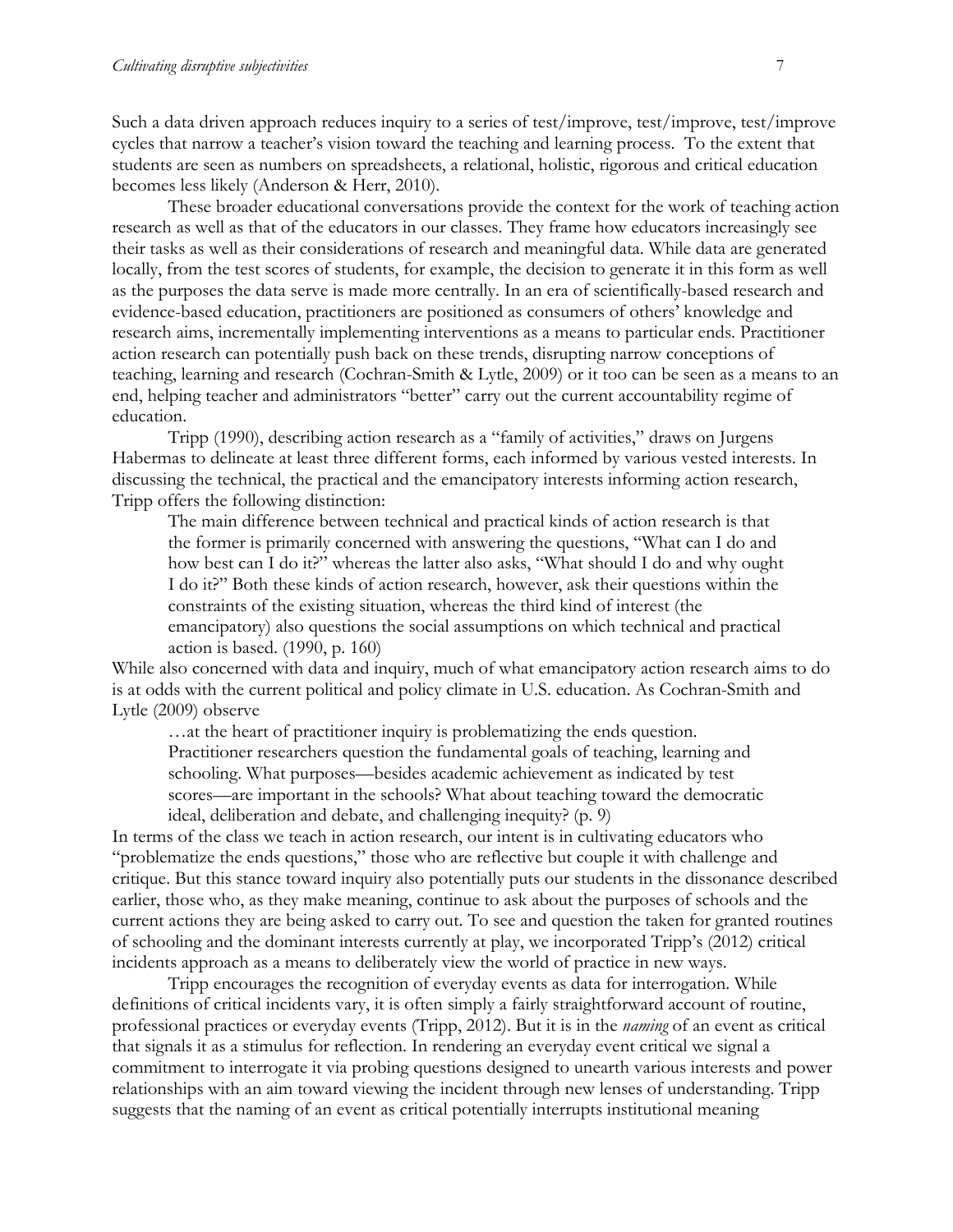Such a data driven approach reduces inquiry to a series of test/improve, test/improve, test/improve cycles that narrow a teacher's vision toward the teaching and learning process. To the extent that students are seen as numbers on spreadsheets, a relational, holistic, rigorous and critical education becomes less likely (Anderson & Herr, 2010).

These broader educational conversations provide the context for the work of teaching action research as well as that of the educators in our classes. They frame how educators increasingly see their tasks as well as their considerations of research and meaningful data. While data are generated locally, from the test scores of students, for example, the decision to generate it in this form as well as the purposes the data serve is made more centrally. In an era of scientifically-based research and evidence-based education, practitioners are positioned as consumers of others' knowledge and research aims, incrementally implementing interventions as a means to particular ends. Practitioner action research can potentially push back on these trends, disrupting narrow conceptions of teaching, learning and research (Cochran-Smith & Lytle, 2009) or it too can be seen as a means to an end, helping teacher and administrators "better" carry out the current accountability regime of education.

Tripp (1990), describing action research as a "family of activities," draws on Jurgens Habermas to delineate at least three different forms, each informed by various vested interests. In discussing the technical, the practical and the emancipatory interests informing action research, Tripp offers the following distinction:

> The main difference between technical and practical kinds of action research is that the former is primarily concerned with answering the questions, "What can I do and how best can I do it?" whereas the latter also asks, "What should I do and why ought I do it?" Both these kinds of action research, however, ask their questions within the constraints of the existing situation, whereas the third kind of interest (the emancipatory) also questions the social assumptions on which technical and practical action is based. (1990, p. 160)

While also concerned with data and inquiry, much of what emancipatory action research aims to do is at odds with the current political and policy climate in U.S. education. As Cochran-Smith and Lytle (2009) observe

> …at the heart of practitioner inquiry is problematizing the ends question. Practitioner researchers question the fundamental goals of teaching, learning and schooling. What purposes—besides academic achievement as indicated by test scores—are important in the schools? What about teaching toward the democratic ideal, deliberation and debate, and challenging inequity? (p. 9)

In terms of the class we teach in action research, our intent is in cultivating educators who "problematize the ends questions," those who are reflective but couple it with challenge and critique. But this stance toward inquiry also potentially puts our students in the dissonance described earlier, those who, as they make meaning, continue to ask about the purposes of schools and the current actions they are being asked to carry out. To see and question the taken for granted routines of schooling and the dominant interests currently at play, we incorporated Tripp's (2012) critical incidents approach as a means to deliberately view the world of practice in new ways.

Tripp encourages the recognition of everyday events as data for interrogation. While definitions of critical incidents vary, it is often simply a fairly straightforward account of routine, professional practices or everyday events (Tripp, 2012). But it is in the *naming* of an event as critical that signals it as a stimulus for reflection. In rendering an everyday event critical we signal a commitment to interrogate it via probing questions designed to unearth various interests and power relationships with an aim toward viewing the incident through new lenses of understanding. Tripp suggests that the naming of an event as critical potentially interrupts institutional meaning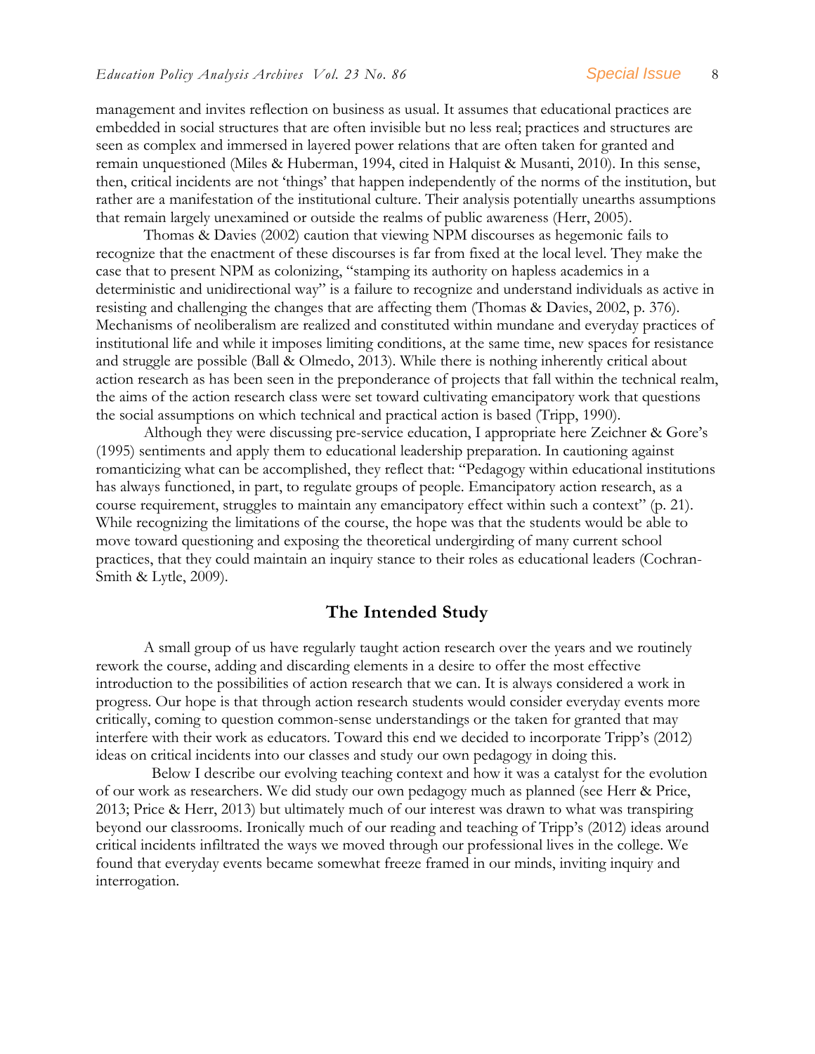management and invites reflection on business as usual. It assumes that educational practices are embedded in social structures that are often invisible but no less real; practices and structures are seen as complex and immersed in layered power relations that are often taken for granted and remain unquestioned (Miles & Huberman, 1994, cited in Halquist & Musanti, 2010). In this sense, then, critical incidents are not 'things' that happen independently of the norms of the institution, but rather are a manifestation of the institutional culture. Their analysis potentially unearths assumptions that remain largely unexamined or outside the realms of public awareness (Herr, 2005).

Thomas & Davies (2002) caution that viewing NPM discourses as hegemonic fails to recognize that the enactment of these discourses is far from fixed at the local level. They make the case that to present NPM as colonizing, "stamping its authority on hapless academics in a deterministic and unidirectional way" is a failure to recognize and understand individuals as active in resisting and challenging the changes that are affecting them (Thomas & Davies, 2002, p. 376). Mechanisms of neoliberalism are realized and constituted within mundane and everyday practices of institutional life and while it imposes limiting conditions, at the same time, new spaces for resistance and struggle are possible (Ball & Olmedo, 2013). While there is nothing inherently critical about action research as has been seen in the preponderance of projects that fall within the technical realm, the aims of the action research class were set toward cultivating emancipatory work that questions the social assumptions on which technical and practical action is based (Tripp, 1990).

Although they were discussing pre-service education, I appropriate here Zeichner & Gore's (1995) sentiments and apply them to educational leadership preparation. In cautioning against romanticizing what can be accomplished, they reflect that: "Pedagogy within educational institutions has always functioned, in part, to regulate groups of people. Emancipatory action research, as a course requirement, struggles to maintain any emancipatory effect within such a context" (p. 21). While recognizing the limitations of the course, the hope was that the students would be able to move toward questioning and exposing the theoretical undergirding of many current school practices, that they could maintain an inquiry stance to their roles as educational leaders (Cochran-Smith & Lytle, 2009).

## The Intended Study

A small group of us have regularly taught action research over the years and we routinely rework the course, adding and discarding elements in a desire to offer the most effective introduction to the possibilities of action research that we can. It is always considered a work in progress. Our hope is that through action research students would consider everyday events more critically, coming to question common-sense understandings or the taken for granted that may interfere with their work as educators. Toward this end we decided to incorporate Tripp's (2012) ideas on critical incidents into our classes and study our own pedagogy in doing this.

Below I describe our evolving teaching context and how it was a catalyst for the evolution of our work as researchers. We did study our own pedagogy much as planned (see Herr & Price, 2013; Price & Herr, 2013) but ultimately much of our interest was drawn to what was transpiring beyond our classrooms. Ironically much of our reading and teaching of Tripp's (2012) ideas around critical incidents infiltrated the ways we moved through our professional lives in the college. We found that everyday events became somewhat freeze framed in our minds, inviting inquiry and interrogation.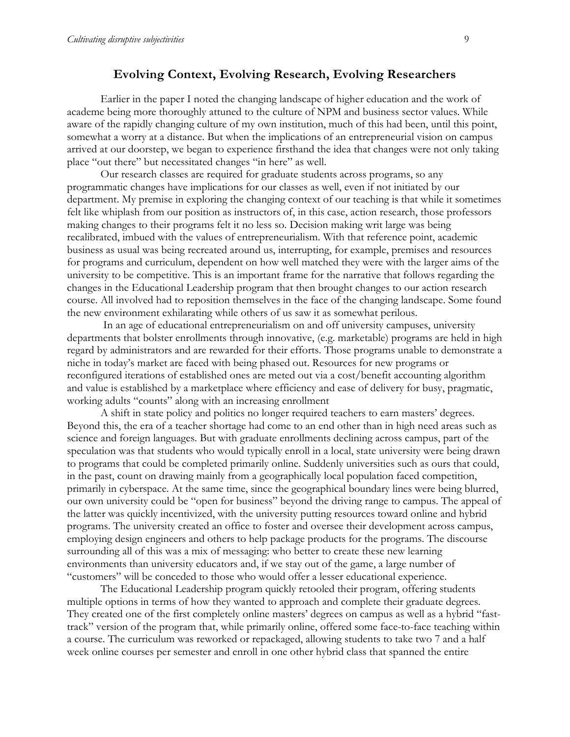## Evolving Context, Evolving Research, Evolving Researchers

Earlier in the paper I noted the changing landscape of higher education and the work of academe being more thoroughly attuned to the culture of NPM and business sector values. While aware of the rapidly changing culture of my own institution, much of this had been, until this point, somewhat a worry at a distance. But when the implications of an entrepreneurial vision on campus arrived at our doorstep, we began to experience firsthand the idea that changes were not only taking place "out there" but necessitated changes "in here" as well.

Our research classes are required for graduate students across programs, so any programmatic changes have implications for our classes as well, even if not initiated by our department. My premise in exploring the changing context of our teaching is that while it sometimes felt like whiplash from our position as instructors of, in this case, action research, those professors making changes to their programs felt it no less so. Decision making writ large was being recalibrated, imbued with the values of entrepreneurialism. With that reference point, academic business as usual was being recreated around us, interrupting, for example, premises and resources for programs and curriculum, dependent on how well matched they were with the larger aims of the university to be competitive. This is an important frame for the narrative that follows regarding the changes in the Educational Leadership program that then brought changes to our action research course. All involved had to reposition themselves in the face of the changing landscape. Some found the new environment exhilarating while others of us saw it as somewhat perilous.

In an age of educational entrepreneurialism on and off university campuses, university departments that bolster enrollments through innovative, (e.g. marketable) programs are held in high regard by administrators and are rewarded for their efforts. Those programs unable to demonstrate a niche in today's market are faced with being phased out. Resources for new programs or reconfigured iterations of established ones are meted out via a cost/benefit accounting algorithm and value is established by a marketplace where efficiency and ease of delivery for busy, pragmatic, working adults "counts" along with an increasing enrollment

A shift in state policy and politics no longer required teachers to earn masters' degrees. Beyond this, the era of a teacher shortage had come to an end other than in high need areas such as science and foreign languages. But with graduate enrollments declining across campus, part of the speculation was that students who would typically enroll in a local, state university were being drawn to programs that could be completed primarily online. Suddenly universities such as ours that could, in the past, count on drawing mainly from a geographically local population faced competition, primarily in cyberspace. At the same time, since the geographical boundary lines were being blurred, our own university could be "open for business" beyond the driving range to campus. The appeal of the latter was quickly incentivized, with the university putting resources toward online and hybrid programs. The university created an office to foster and oversee their development across campus, employing design engineers and others to help package products for the programs. The discourse surrounding all of this was a mix of messaging: who better to create these new learning environments than university educators and, if we stay out of the game, a large number of "customers" will be conceded to those who would offer a lesser educational experience.

The Educational Leadership program quickly retooled their program, offering students multiple options in terms of how they wanted to approach and complete their graduate degrees. They created one of the first completely online masters' degrees on campus as well as a hybrid "fast-track" version of the program that, while primarily online, offered some face-to-face teaching within a course. The curriculum was reworked or repackaged, allowing students to take two 7 and a half week online courses per semester and enroll in one other hybrid class that spanned the entire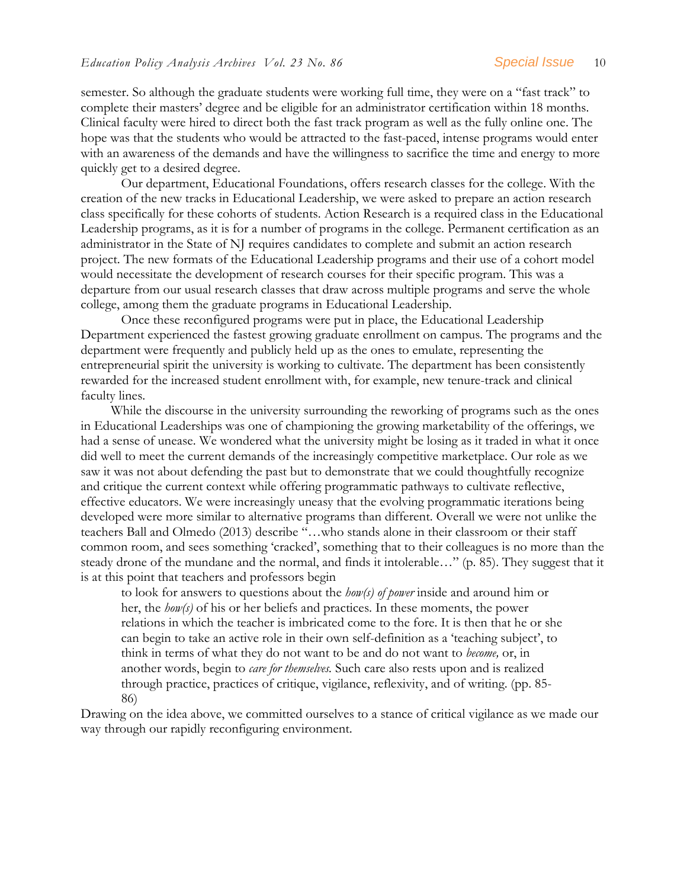semester. So although the graduate students were working full time, they were on a "fast track" to complete their masters' degree and be eligible for an administrator certification within 18 months. Clinical faculty were hired to direct both the fast track program as well as the fully online one. The hope was that the students who would be attracted to the fast-paced, intense programs would enter with an awareness of the demands and have the willingness to sacrifice the time and energy to more quickly get to a desired degree.

Our department, Educational Foundations, offers research classes for the college. With the creation of the new tracks in Educational Leadership, we were asked to prepare an action research class specifically for these cohorts of students. Action Research is a required class in the Educational Leadership programs, as it is for a number of programs in the college. Permanent certification as an administrator in the State of NJ requires candidates to complete and submit an action research project. The new formats of the Educational Leadership programs and their use of a cohort model would necessitate the development of research courses for their specific program. This was a departure from our usual research classes that draw across multiple programs and serve the whole college, among them the graduate programs in Educational Leadership.

Once these reconfigured programs were put in place, the Educational Leadership Department experienced the fastest growing graduate enrollment on campus. The programs and the department were frequently and publicly held up as the ones to emulate, representing the entrepreneurial spirit the university is working to cultivate. The department has been consistently rewarded for the increased student enrollment with, for example, new tenure-track and clinical faculty lines.

While the discourse in the university surrounding the reworking of programs such as the ones in Educational Leaderships was one of championing the growing marketability of the offerings, we had a sense of unease. We wondered what the university might be losing as it traded in what it once did well to meet the current demands of the increasingly competitive marketplace. Our role as we saw it was not about defending the past but to demonstrate that we could thoughtfully recognize and critique the current context while offering programmatic pathways to cultivate reflective, effective educators. We were increasingly uneasy that the evolving programmatic iterations being developed were more similar to alternative programs than different. Overall we were not unlike the teachers Ball and Olmedo (2013) describe "…who stands alone in their classroom or their staff common room, and sees something 'cracked', something that to their colleagues is no more than the steady drone of the mundane and the normal, and finds it intolerable…" (p. 85). They suggest that it is at this point that teachers and professors begin

> to look for answers to questions about the *how(s) of power* inside and around him or her, the *how(s)* of his or her beliefs and practices. In these moments, the power relations in which the teacher is imbricated come to the fore. It is then that he or she can begin to take an active role in their own self-definition as a 'teaching subject', to think in terms of what they do not want to be and do not want to *become,* or, in another words, begin to *care for themselves.* Such care also rests upon and is realized through practice, practices of critique, vigilance, reflexivity, and of writing. (pp. 85-86)

Drawing on the idea above, we committed ourselves to a stance of critical vigilance as we made our way through our rapidly reconfiguring environment.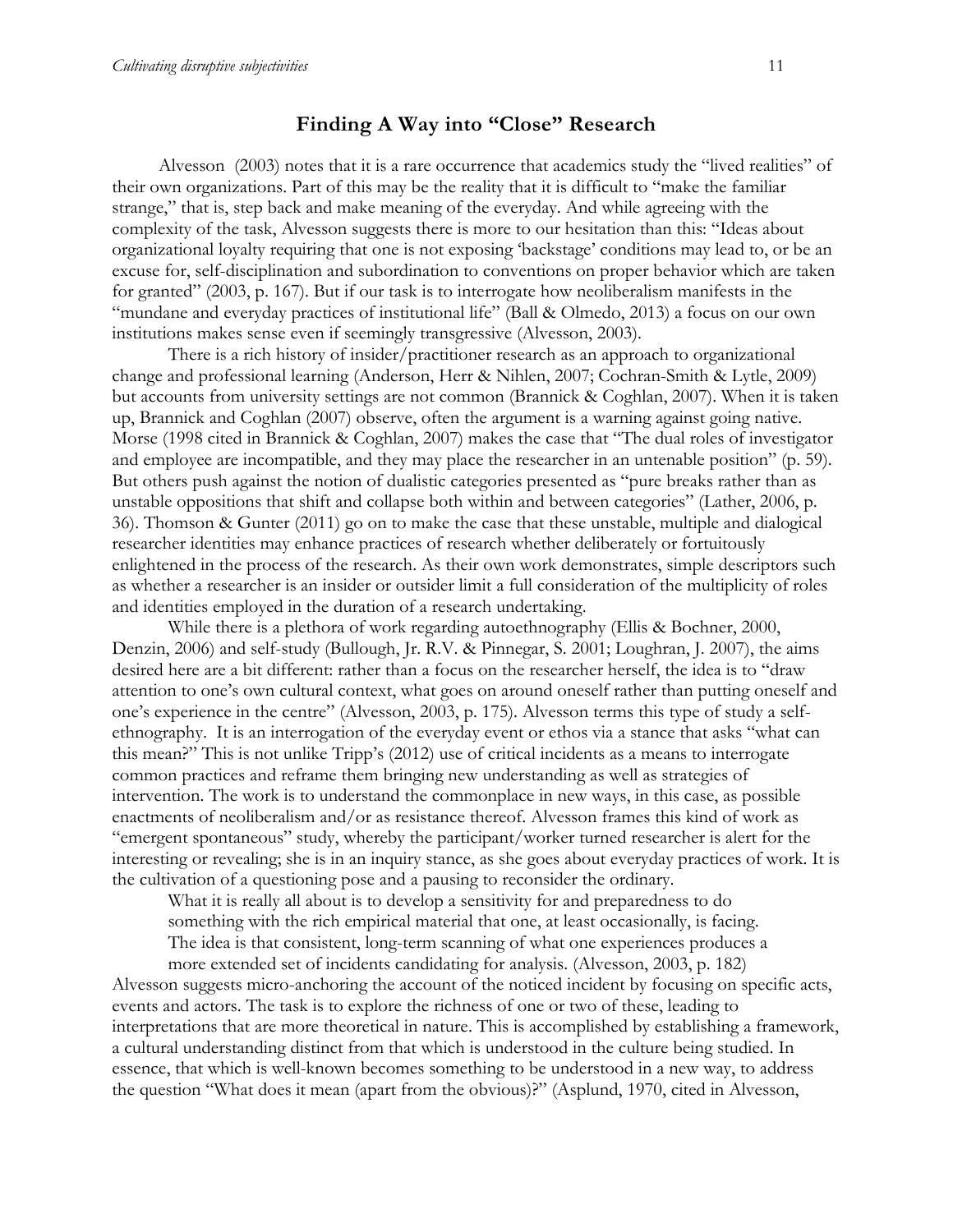## Finding A Way into "Close" Research

Alvesson (2003) notes that it is a rare occurrence that academics study the "lived realities" of their own organizations. Part of this may be the reality that it is difficult to "make the familiar strange," that is, step back and make meaning of the everyday. And while agreeing with the complexity of the task, Alvesson suggests there is more to our hesitation than this: "Ideas about organizational loyalty requiring that one is not exposing 'backstage' conditions may lead to, or be an excuse for, self-disciplination and subordination to conventions on proper behavior which are taken for granted" (2003, p. 167). But if our task is to interrogate how neoliberalism manifests in the "mundane and everyday practices of institutional life" (Ball & Olmedo, 2013) a focus on our own institutions makes sense even if seemingly transgressive (Alvesson, 2003).

There is a rich history of insider/practitioner research as an approach to organizational change and professional learning (Anderson, Herr & Nihlen, 2007; Cochran-Smith & Lytle, 2009) but accounts from university settings are not common (Brannick & Coghlan, 2007). When it is taken up, Brannick and Coghlan (2007) observe, often the argument is a warning against going native. Morse (1998 cited in Brannick & Coghlan, 2007) makes the case that "The dual roles of investigator and employee are incompatible, and they may place the researcher in an untenable position" (p. 59). But others push against the notion of dualistic categories presented as "pure breaks rather than as unstable oppositions that shift and collapse both within and between categories" (Lather, 2006, p. 36). Thomson & Gunter (2011) go on to make the case that these unstable, multiple and dialogical researcher identities may enhance practices of research whether deliberately or fortuitously enlightened in the process of the research. As their own work demonstrates, simple descriptors such as whether a researcher is an insider or outsider limit a full consideration of the multiplicity of roles and identities employed in the duration of a research undertaking.

While there is a plethora of work regarding autoethnography (Ellis & Bochner, 2000, Denzin, 2006) and self-study (Bullough, Jr. R.V. & Pinnegar, S. 2001; Loughran, J. 2007), the aims desired here are a bit different: rather than a focus on the researcher herself, the idea is to "draw attention to one's own cultural context, what goes on around oneself rather than putting oneself and one's experience in the centre" (Alvesson, 2003, p. 175). Alvesson terms this type of study a self-ethnography. It is an interrogation of the everyday event or ethos via a stance that asks "what can this mean?" This is not unlike Tripp's (2012) use of critical incidents as a means to interrogate common practices and reframe them bringing new understanding as well as strategies of intervention. The work is to understand the commonplace in new ways, in this case, as possible enactments of neoliberalism and/or as resistance thereof. Alvesson frames this kind of work as "emergent spontaneous" study, whereby the participant/worker turned researcher is alert for the interesting or revealing; she is in an inquiry stance, as she goes about everyday practices of work. It is the cultivation of a questioning pose and a pausing to reconsider the ordinary.

> What it is really all about is to develop a sensitivity for and preparedness to do something with the rich empirical material that one, at least occasionally, is facing. The idea is that consistent, long-term scanning of what one experiences produces a more extended set of incidents candidating for analysis. (Alvesson, 2003, p. 182)

Alvesson suggests micro-anchoring the account of the noticed incident by focusing on specific acts, events and actors. The task is to explore the richness of one or two of these, leading to interpretations that are more theoretical in nature. This is accomplished by establishing a framework, a cultural understanding distinct from that which is understood in the culture being studied. In essence, that which is well-known becomes something to be understood in a new way, to address the question "What does it mean (apart from the obvious)?" (Asplund, 1970, cited in Alvesson,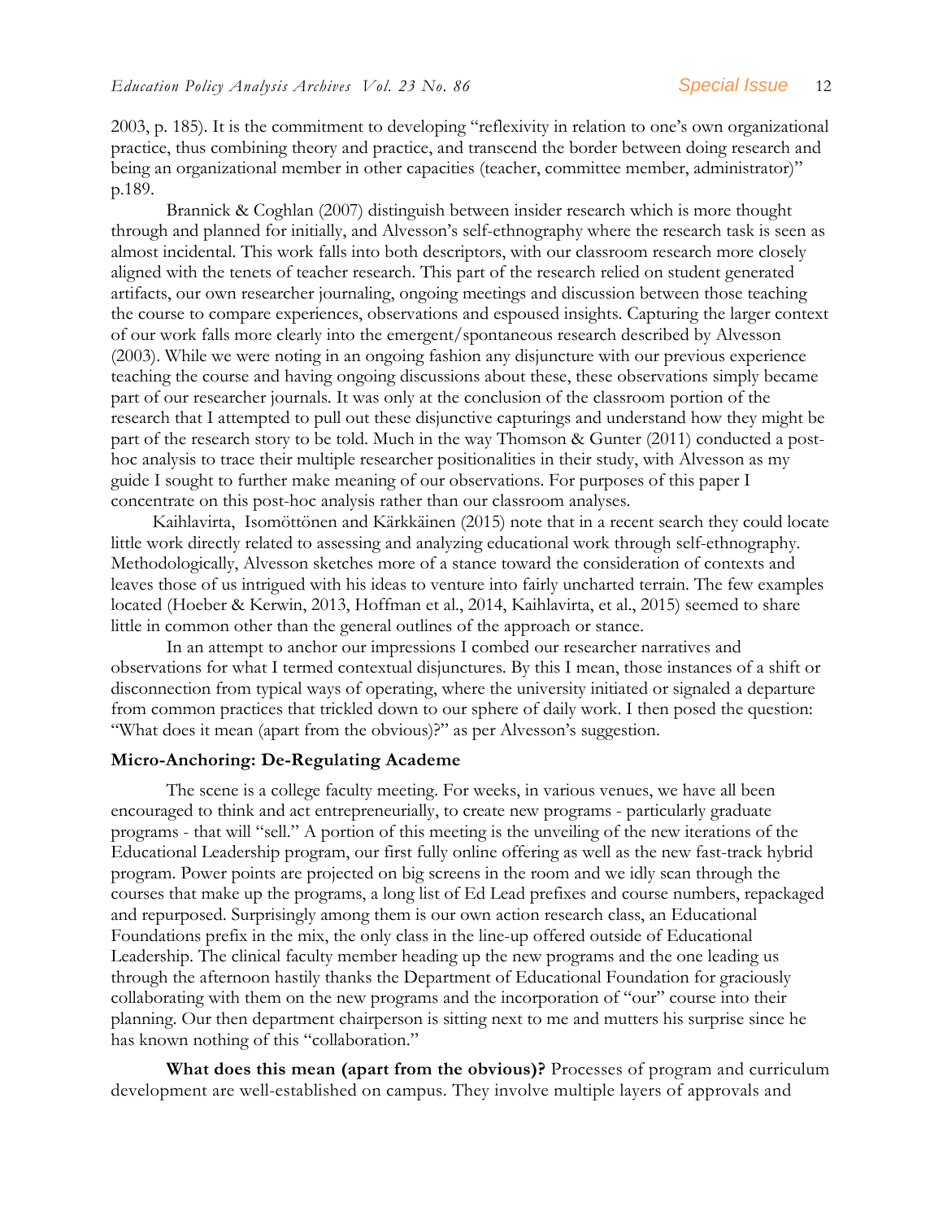2003, p. 185). It is the commitment to developing "reflexivity in relation to one's own organizational practice, thus combining theory and practice, and transcend the border between doing research and being an organizational member in other capacities (teacher, committee member, administrator)" p.189.

Brannick & Coghlan (2007) distinguish between insider research which is more thought through and planned for initially, and Alvesson's self-ethnography where the research task is seen as almost incidental. This work falls into both descriptors, with our classroom research more closely aligned with the tenets of teacher research. This part of the research relied on student generated artifacts, our own researcher journaling, ongoing meetings and discussion between those teaching the course to compare experiences, observations and espoused insights. Capturing the larger context of our work falls more clearly into the emergent/spontaneous research described by Alvesson (2003). While we were noting in an ongoing fashion any disjuncture with our previous experience teaching the course and having ongoing discussions about these, these observations simply became part of our researcher journals. It was only at the conclusion of the classroom portion of the research that I attempted to pull out these disjunctive capturings and understand how they might be part of the research story to be told. Much in the way Thomson & Gunter (2011) conducted a post-hoc analysis to trace their multiple researcher positionalities in their study, with Alvesson as my guide I sought to further make meaning of our observations. For purposes of this paper I concentrate on this post-hoc analysis rather than our classroom analyses.

Kaihlavirta, Isomöttönen and Kärkkäinen (2015) note that in a recent search they could locate little work directly related to assessing and analyzing educational work through self-ethnography. Methodologically, Alvesson sketches more of a stance toward the consideration of contexts and leaves those of us intrigued with his ideas to venture into fairly uncharted terrain. The few examples located (Hoeber & Kerwin, 2013, Hoffman et al., 2014, Kaihlavirta, et al., 2015) seemed to share little in common other than the general outlines of the approach or stance.

In an attempt to anchor our impressions I combed our researcher narratives and observations for what I termed contextual disjunctures. By this I mean, those instances of a shift or disconnection from typical ways of operating, where the university initiated or signaled a departure from common practices that trickled down to our sphere of daily work. I then posed the question: "What does it mean (apart from the obvious)?" as per Alvesson's suggestion.

**Micro-Anchoring: De-Regulating Academe**

The scene is a college faculty meeting. For weeks, in various venues, we have all been encouraged to think and act entrepreneurially, to create new programs - particularly graduate programs - that will "sell." A portion of this meeting is the unveiling of the new iterations of the Educational Leadership program, our first fully online offering as well as the new fast-track hybrid program. Power points are projected on big screens in the room and we idly scan through the courses that make up the programs, a long list of Ed Lead prefixes and course numbers, repackaged and repurposed. Surprisingly among them is our own action research class, an Educational Foundations prefix in the mix, the only class in the line-up offered outside of Educational Leadership. The clinical faculty member heading up the new programs and the one leading us through the afternoon hastily thanks the Department of Educational Foundation for graciously collaborating with them on the new programs and the incorporation of "our" course into their planning. Our then department chairperson is sitting next to me and mutters his surprise since he has known nothing of this "collaboration."

**What does this mean (apart from the obvious)?** Processes of program and curriculum development are well-established on campus. They involve multiple layers of approvals and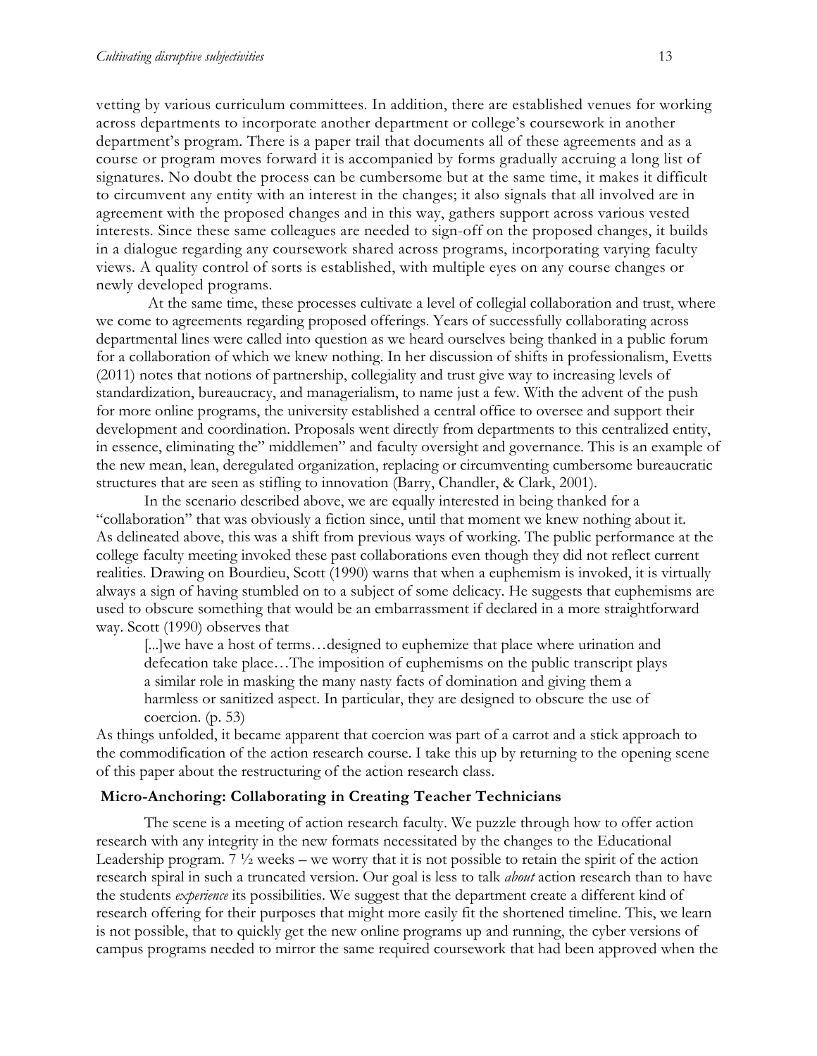vetting by various curriculum committees. In addition, there are established venues for working across departments to incorporate another department or college's coursework in another department's program. There is a paper trail that documents all of these agreements and as a course or program moves forward it is accompanied by forms gradually accruing a long list of signatures. No doubt the process can be cumbersome but at the same time, it makes it difficult to circumvent any entity with an interest in the changes; it also signals that all involved are in agreement with the proposed changes and in this way, gathers support across various vested interests. Since these same colleagues are needed to sign-off on the proposed changes, it builds in a dialogue regarding any coursework shared across programs, incorporating varying faculty views. A quality control of sorts is established, with multiple eyes on any course changes or newly developed programs.

At the same time, these processes cultivate a level of collegial collaboration and trust, where we come to agreements regarding proposed offerings. Years of successfully collaborating across departmental lines were called into question as we heard ourselves being thanked in a public forum for a collaboration of which we knew nothing. In her discussion of shifts in professionalism, Evetts (2011) notes that notions of partnership, collegiality and trust give way to increasing levels of standardization, bureaucracy, and managerialism, to name just a few. With the advent of the push for more online programs, the university established a central office to oversee and support their development and coordination. Proposals went directly from departments to this centralized entity, in essence, eliminating the" middlemen" and faculty oversight and governance. This is an example of the new mean, lean, deregulated organization, replacing or circumventing cumbersome bureaucratic structures that are seen as stifling to innovation (Barry, Chandler, & Clark, 2001).

In the scenario described above, we are equally interested in being thanked for a "collaboration" that was obviously a fiction since, until that moment we knew nothing about it. As delineated above, this was a shift from previous ways of working. The public performance at the college faculty meeting invoked these past collaborations even though they did not reflect current realities. Drawing on Bourdieu, Scott (1990) warns that when a euphemism is invoked, it is virtually always a sign of having stumbled on to a subject of some delicacy. He suggests that euphemisms are used to obscure something that would be an embarrassment if declared in a more straightforward way. Scott (1990) observes that

> [...]we have a host of terms…designed to euphemize that place where urination and defecation take place…The imposition of euphemisms on the public transcript plays a similar role in masking the many nasty facts of domination and giving them a harmless or sanitized aspect. In particular, they are designed to obscure the use of coercion. (p. 53)

As things unfolded, it became apparent that coercion was part of a carrot and a stick approach to the commodification of the action research course. I take this up by returning to the opening scene of this paper about the restructuring of the action research class.

## Micro-Anchoring: Collaborating in Creating Teacher Technicians

The scene is a meeting of action research faculty. We puzzle through how to offer action research with any integrity in the new formats necessitated by the changes to the Educational Leadership program. 7 ½ weeks – we worry that it is not possible to retain the spirit of the action research spiral in such a truncated version. Our goal is less to talk *about* action research than to have the students *experience* its possibilities. We suggest that the department create a different kind of research offering for their purposes that might more easily fit the shortened timeline. This, we learn is not possible, that to quickly get the new online programs up and running, the cyber versions of campus programs needed to mirror the same required coursework that had been approved when the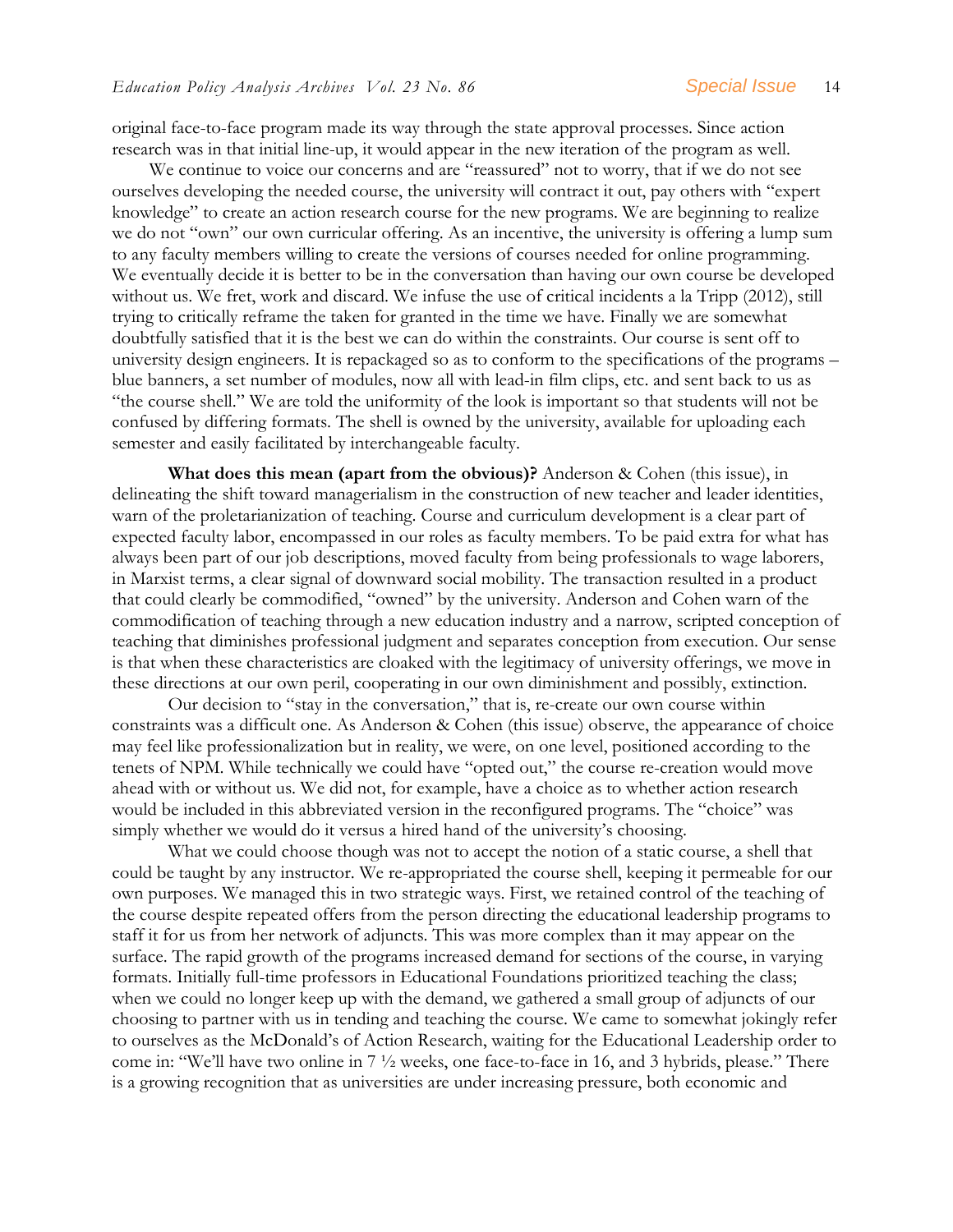original face-to-face program made its way through the state approval processes. Since action research was in that initial line-up, it would appear in the new iteration of the program as well.

We continue to voice our concerns and are "reassured" not to worry, that if we do not see ourselves developing the needed course, the university will contract it out, pay others with "expert knowledge" to create an action research course for the new programs. We are beginning to realize we do not "own" our own curricular offering. As an incentive, the university is offering a lump sum to any faculty members willing to create the versions of courses needed for online programming. We eventually decide it is better to be in the conversation than having our own course be developed without us. We fret, work and discard. We infuse the use of critical incidents a la Tripp (2012), still trying to critically reframe the taken for granted in the time we have. Finally we are somewhat doubtfully satisfied that it is the best we can do within the constraints. Our course is sent off to university design engineers. It is repackaged so as to conform to the specifications of the programs – blue banners, a set number of modules, now all with lead-in film clips, etc. and sent back to us as "the course shell." We are told the uniformity of the look is important so that students will not be confused by differing formats. The shell is owned by the university, available for uploading each semester and easily facilitated by interchangeable faculty.

**What does this mean (apart from the obvious)?** Anderson & Cohen (this issue), in delineating the shift toward managerialism in the construction of new teacher and leader identities, warn of the proletarianization of teaching. Course and curriculum development is a clear part of expected faculty labor, encompassed in our roles as faculty members. To be paid extra for what has always been part of our job descriptions, moved faculty from being professionals to wage laborers, in Marxist terms, a clear signal of downward social mobility. The transaction resulted in a product that could clearly be commodified, "owned" by the university. Anderson and Cohen warn of the commodification of teaching through a new education industry and a narrow, scripted conception of teaching that diminishes professional judgment and separates conception from execution. Our sense is that when these characteristics are cloaked with the legitimacy of university offerings, we move in these directions at our own peril, cooperating in our own diminishment and possibly, extinction.

Our decision to "stay in the conversation," that is, re-create our own course within constraints was a difficult one. As Anderson & Cohen (this issue) observe, the appearance of choice may feel like professionalization but in reality, we were, on one level, positioned according to the tenets of NPM. While technically we could have "opted out," the course re-creation would move ahead with or without us. We did not, for example, have a choice as to whether action research would be included in this abbreviated version in the reconfigured programs. The "choice" was simply whether we would do it versus a hired hand of the university's choosing.

What we could choose though was not to accept the notion of a static course, a shell that could be taught by any instructor. We re-appropriated the course shell, keeping it permeable for our own purposes. We managed this in two strategic ways. First, we retained control of the teaching of the course despite repeated offers from the person directing the educational leadership programs to staff it for us from her network of adjuncts. This was more complex than it may appear on the surface. The rapid growth of the programs increased demand for sections of the course, in varying formats. Initially full-time professors in Educational Foundations prioritized teaching the class; when we could no longer keep up with the demand, we gathered a small group of adjuncts of our choosing to partner with us in tending and teaching the course. We came to somewhat jokingly refer to ourselves as the McDonald's of Action Research, waiting for the Educational Leadership order to come in: "We'll have two online in 7 ½ weeks, one face-to-face in 16, and 3 hybrids, please." There is a growing recognition that as universities are under increasing pressure, both economic and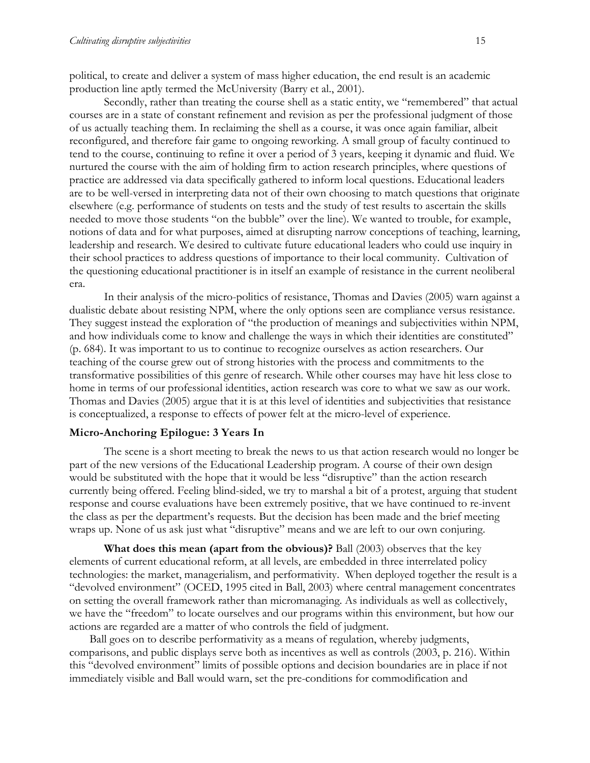political, to create and deliver a system of mass higher education, the end result is an academic production line aptly termed the McUniversity (Barry et al., 2001).

Secondly, rather than treating the course shell as a static entity, we "remembered" that actual courses are in a state of constant refinement and revision as per the professional judgment of those of us actually teaching them. In reclaiming the shell as a course, it was once again familiar, albeit reconfigured, and therefore fair game to ongoing reworking. A small group of faculty continued to tend to the course, continuing to refine it over a period of 3 years, keeping it dynamic and fluid. We nurtured the course with the aim of holding firm to action research principles, where questions of practice are addressed via data specifically gathered to inform local questions. Educational leaders are to be well-versed in interpreting data not of their own choosing to match questions that originate elsewhere (e.g. performance of students on tests and the study of test results to ascertain the skills needed to move those students "on the bubble" over the line). We wanted to trouble, for example, notions of data and for what purposes, aimed at disrupting narrow conceptions of teaching, learning, leadership and research. We desired to cultivate future educational leaders who could use inquiry in their school practices to address questions of importance to their local community. Cultivation of the questioning educational practitioner is in itself an example of resistance in the current neoliberal era.

In their analysis of the micro-politics of resistance, Thomas and Davies (2005) warn against a dualistic debate about resisting NPM, where the only options seen are compliance versus resistance. They suggest instead the exploration of "the production of meanings and subjectivities within NPM, and how individuals come to know and challenge the ways in which their identities are constituted" (p. 684). It was important to us to continue to recognize ourselves as action researchers. Our teaching of the course grew out of strong histories with the process and commitments to the transformative possibilities of this genre of research. While other courses may have hit less close to home in terms of our professional identities, action research was core to what we saw as our work. Thomas and Davies (2005) argue that it is at this level of identities and subjectivities that resistance is conceptualized, a response to effects of power felt at the micro-level of experience.

## Micro-Anchoring Epilogue: 3 Years In

The scene is a short meeting to break the news to us that action research would no longer be part of the new versions of the Educational Leadership program. A course of their own design would be substituted with the hope that it would be less "disruptive" than the action research currently being offered. Feeling blind-sided, we try to marshal a bit of a protest, arguing that student response and course evaluations have been extremely positive, that we have continued to re-invent the class as per the department's requests. But the decision has been made and the brief meeting wraps up. None of us ask just what "disruptive" means and we are left to our own conjuring.

**What does this mean (apart from the obvious)?** Ball (2003) observes that the key elements of current educational reform, at all levels, are embedded in three interrelated policy technologies: the market, managerialism, and performativity. When deployed together the result is a "devolved environment" (OCED, 1995 cited in Ball, 2003) where central management concentrates on setting the overall framework rather than micromanaging. As individuals as well as collectively, we have the "freedom" to locate ourselves and our programs within this environment, but how our actions are regarded are a matter of who controls the field of judgment.

Ball goes on to describe performativity as a means of regulation, whereby judgments, comparisons, and public displays serve both as incentives as well as controls (2003, p. 216). Within this "devolved environment" limits of possible options and decision boundaries are in place if not immediately visible and Ball would warn, set the pre-conditions for commodification and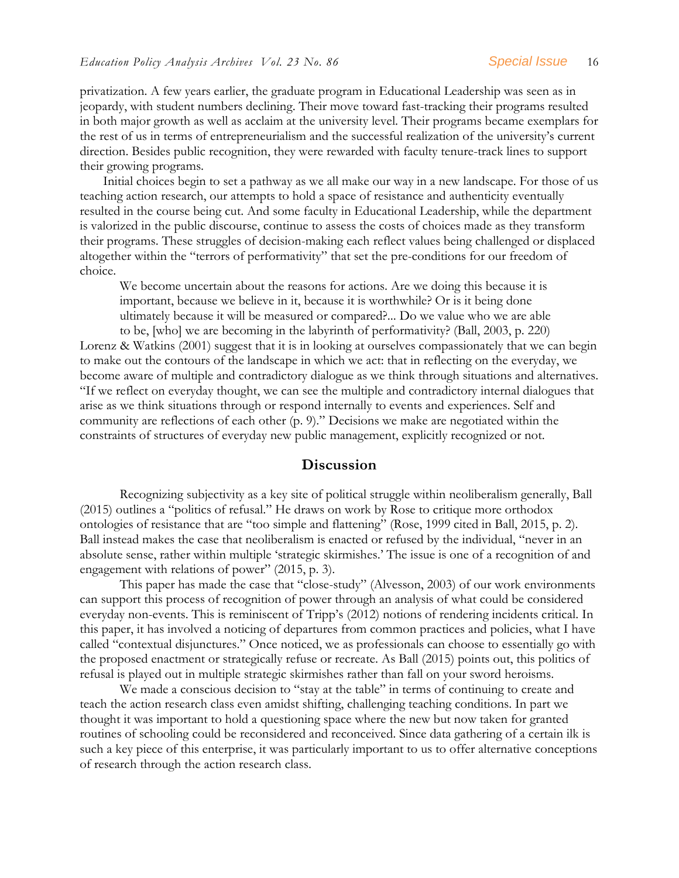privatization. A few years earlier, the graduate program in Educational Leadership was seen as in jeopardy, with student numbers declining. Their move toward fast-tracking their programs resulted in both major growth as well as acclaim at the university level. Their programs became exemplars for the rest of us in terms of entrepreneurialism and the successful realization of the university's current direction. Besides public recognition, they were rewarded with faculty tenure-track lines to support their growing programs.

Initial choices begin to set a pathway as we all make our way in a new landscape. For those of us teaching action research, our attempts to hold a space of resistance and authenticity eventually resulted in the course being cut. And some faculty in Educational Leadership, while the department is valorized in the public discourse, continue to assess the costs of choices made as they transform their programs. These struggles of decision-making each reflect values being challenged or displaced altogether within the "terrors of performativity" that set the pre-conditions for our freedom of choice.

> We become uncertain about the reasons for actions. Are we doing this because it is important, because we believe in it, because it is worthwhile? Or is it being done ultimately because it will be measured or compared?... Do we value who we are able to be, [who] we are becoming in the labyrinth of performativity? (Ball, 2003, p. 220)

Lorenz & Watkins (2001) suggest that it is in looking at ourselves compassionately that we can begin to make out the contours of the landscape in which we act: that in reflecting on the everyday, we become aware of multiple and contradictory dialogue as we think through situations and alternatives. "If we reflect on everyday thought, we can see the multiple and contradictory internal dialogues that arise as we think situations through or respond internally to events and experiences. Self and community are reflections of each other (p. 9)." Decisions we make are negotiated within the constraints of structures of everyday new public management, explicitly recognized or not.

## Discussion

Recognizing subjectivity as a key site of political struggle within neoliberalism generally, Ball (2015) outlines a "politics of refusal." He draws on work by Rose to critique more orthodox ontologies of resistance that are "too simple and flattening" (Rose, 1999 cited in Ball, 2015, p. 2). Ball instead makes the case that neoliberalism is enacted or refused by the individual, "never in an absolute sense, rather within multiple 'strategic skirmishes.' The issue is one of a recognition of and engagement with relations of power" (2015, p. 3).

This paper has made the case that "close-study" (Alvesson, 2003) of our work environments can support this process of recognition of power through an analysis of what could be considered everyday non-events. This is reminiscent of Tripp's (2012) notions of rendering incidents critical. In this paper, it has involved a noticing of departures from common practices and policies, what I have called "contextual disjunctures." Once noticed, we as professionals can choose to essentially go with the proposed enactment or strategically refuse or recreate. As Ball (2015) points out, this politics of refusal is played out in multiple strategic skirmishes rather than fall on your sword heroisms.

We made a conscious decision to "stay at the table" in terms of continuing to create and teach the action research class even amidst shifting, challenging teaching conditions. In part we thought it was important to hold a questioning space where the new but now taken for granted routines of schooling could be reconsidered and reconceived. Since data gathering of a certain ilk is such a key piece of this enterprise, it was particularly important to us to offer alternative conceptions of research through the action research class.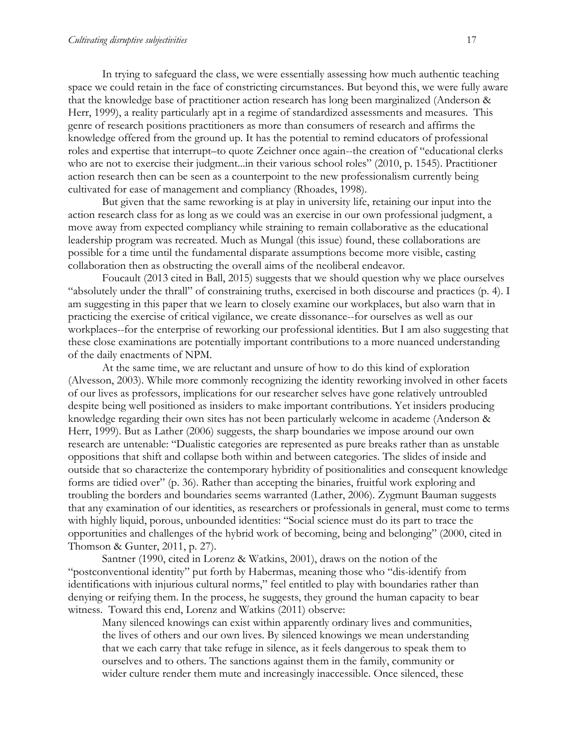In trying to safeguard the class, we were essentially assessing how much authentic teaching space we could retain in the face of constricting circumstances. But beyond this, we were fully aware that the knowledge base of practitioner action research has long been marginalized (Anderson & Herr, 1999), a reality particularly apt in a regime of standardized assessments and measures. This genre of research positions practitioners as more than consumers of research and affirms the knowledge offered from the ground up. It has the potential to remind educators of professional roles and expertise that interrupt–to quote Zeichner once again--the creation of "educational clerks who are not to exercise their judgment...in their various school roles" (2010, p. 1545). Practitioner action research then can be seen as a counterpoint to the new professionalism currently being cultivated for ease of management and compliancy (Rhoades, 1998).

But given that the same reworking is at play in university life, retaining our input into the action research class for as long as we could was an exercise in our own professional judgment, a move away from expected compliancy while straining to remain collaborative as the educational leadership program was recreated. Much as Mungal (this issue) found, these collaborations are possible for a time until the fundamental disparate assumptions become more visible, casting collaboration then as obstructing the overall aims of the neoliberal endeavor.

Foucault (2013 cited in Ball, 2015) suggests that we should question why we place ourselves "absolutely under the thrall" of constraining truths, exercised in both discourse and practices (p. 4). I am suggesting in this paper that we learn to closely examine our workplaces, but also warn that in practicing the exercise of critical vigilance, we create dissonance--for ourselves as well as our workplaces--for the enterprise of reworking our professional identities. But I am also suggesting that these close examinations are potentially important contributions to a more nuanced understanding of the daily enactments of NPM.

At the same time, we are reluctant and unsure of how to do this kind of exploration (Alvesson, 2003). While more commonly recognizing the identity reworking involved in other facets of our lives as professors, implications for our researcher selves have gone relatively untroubled despite being well positioned as insiders to make important contributions. Yet insiders producing knowledge regarding their own sites has not been particularly welcome in academe (Anderson & Herr, 1999). But as Lather (2006) suggests, the sharp boundaries we impose around our own research are untenable: "Dualistic categories are represented as pure breaks rather than as unstable oppositions that shift and collapse both within and between categories. The slides of inside and outside that so characterize the contemporary hybridity of positionalities and consequent knowledge forms are tidied over" (p. 36). Rather than accepting the binaries, fruitful work exploring and troubling the borders and boundaries seems warranted (Lather, 2006). Zygmunt Bauman suggests that any examination of our identities, as researchers or professionals in general, must come to terms with highly liquid, porous, unbounded identities: "Social science must do its part to trace the opportunities and challenges of the hybrid work of becoming, being and belonging" (2000, cited in Thomson & Gunter, 2011, p. 27).

Santner (1990, cited in Lorenz & Watkins, 2001), draws on the notion of the "postconventional identity" put forth by Habermas, meaning those who "dis-identify from identifications with injurious cultural norms," feel entitled to play with boundaries rather than denying or reifying them. In the process, he suggests, they ground the human capacity to bear witness. Toward this end, Lorenz and Watkins (2011) observe:

> Many silenced knowings can exist within apparently ordinary lives and communities, the lives of others and our own lives. By silenced knowings we mean understanding that we each carry that take refuge in silence, as it feels dangerous to speak them to ourselves and to others. The sanctions against them in the family, community or wider culture render them mute and increasingly inaccessible. Once silenced, these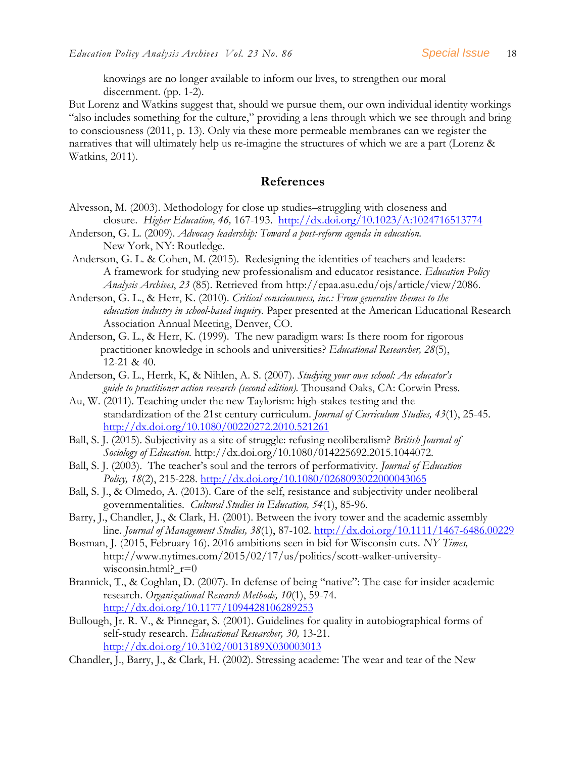knowings are no longer available to inform our lives, to strengthen our moral discernment. (pp. 1-2).

But Lorenz and Watkins suggest that, should we pursue them, our own individual identity workings "also includes something for the culture," providing a lens through which we see through and bring to consciousness (2011, p. 13). Only via these more permeable membranes can we register the narratives that will ultimately help us re-imagine the structures of which we are a part (Lorenz & Watkins, 2011).

## References

Alvesson, M. (2003). Methodology for close up studies–struggling with closeness and closure. *Higher Education, 46,* 167-193. http://dx.doi.org/10.1023/A:1024716513774

Anderson, G. L. (2009). *Advocacy leadership: Toward a post-reform agenda in education.* New York, NY: Routledge.

Anderson, G. L. & Cohen, M. (2015). Redesigning the identities of teachers and leaders: A framework for studying new professionalism and educator resistance. *Education Policy Analysis Archives*, *23* (85). Retrieved from http://epaa.asu.edu/ojs/article/view/2086.

Anderson, G. L., & Herr, K. (2010). *Critical consciousness, inc.: From generative themes to the education industry in school-based inquiry.* Paper presented at the American Educational Research Association Annual Meeting, Denver, CO.

Anderson, G. L., & Herr, K. (1999). The new paradigm wars: Is there room for rigorous practitioner knowledge in schools and universities? *Educational Researcher, 28*(5), 12-21 & 40.

Anderson, G. L., Herrk, K, & Nihlen, A. S. (2007). *Studying your own school: An educator's guide to practitioner action research (second edition).* Thousand Oaks, CA: Corwin Press.

Au, W. (2011). Teaching under the new Taylorism: high-stakes testing and the standardization of the 21st century curriculum. *Journal of Curriculum Studies, 43*(1), 25-45. http://dx.doi.org/10.1080/00220272.2010.521261

Ball, S. J. (2015). Subjectivity as a site of struggle: refusing neoliberalism? *British Journal of Sociology of Education.* http://dx.doi.org/10.1080/014225692.2015.1044072.

Ball, S. J. (2003). The teacher's soul and the terrors of performativity. *Journal of Education Policy, 18*(2), 215-228. http://dx.doi.org/10.1080/0268093022000043065

Ball, S. J., & Olmedo, A. (2013). Care of the self, resistance and subjectivity under neoliberal governmentalities. *Cultural Studies in Education, 54*(1), 85-96.

Barry, J., Chandler, J., & Clark, H. (2001). Between the ivory tower and the academic assembly line. *Journal of Management Studies, 38*(1), 87-102. http://dx.doi.org/10.1111/1467-6486.00229

Bosman, J. (2015, February 16). 2016 ambitions seen in bid for Wisconsin cuts. *NY Times,* http://www.nytimes.com/2015/02/17/us/politics/scott-walker-university-wisconsin.html?_r=0

Brannick, T., & Coghlan, D. (2007). In defense of being "native": The case for insider academic research. *Organizational Research Methods, 10*(1), 59-74. http://dx.doi.org/10.1177/1094428106289253

Bullough, Jr. R. V., & Pinnegar, S. (2001). Guidelines for quality in autobiographical forms of self-study research. *Educational Researcher, 30,* 13-21. http://dx.doi.org/10.3102/0013189X030003013

Chandler, J., Barry, J., & Clark, H. (2002). Stressing academe: The wear and tear of the New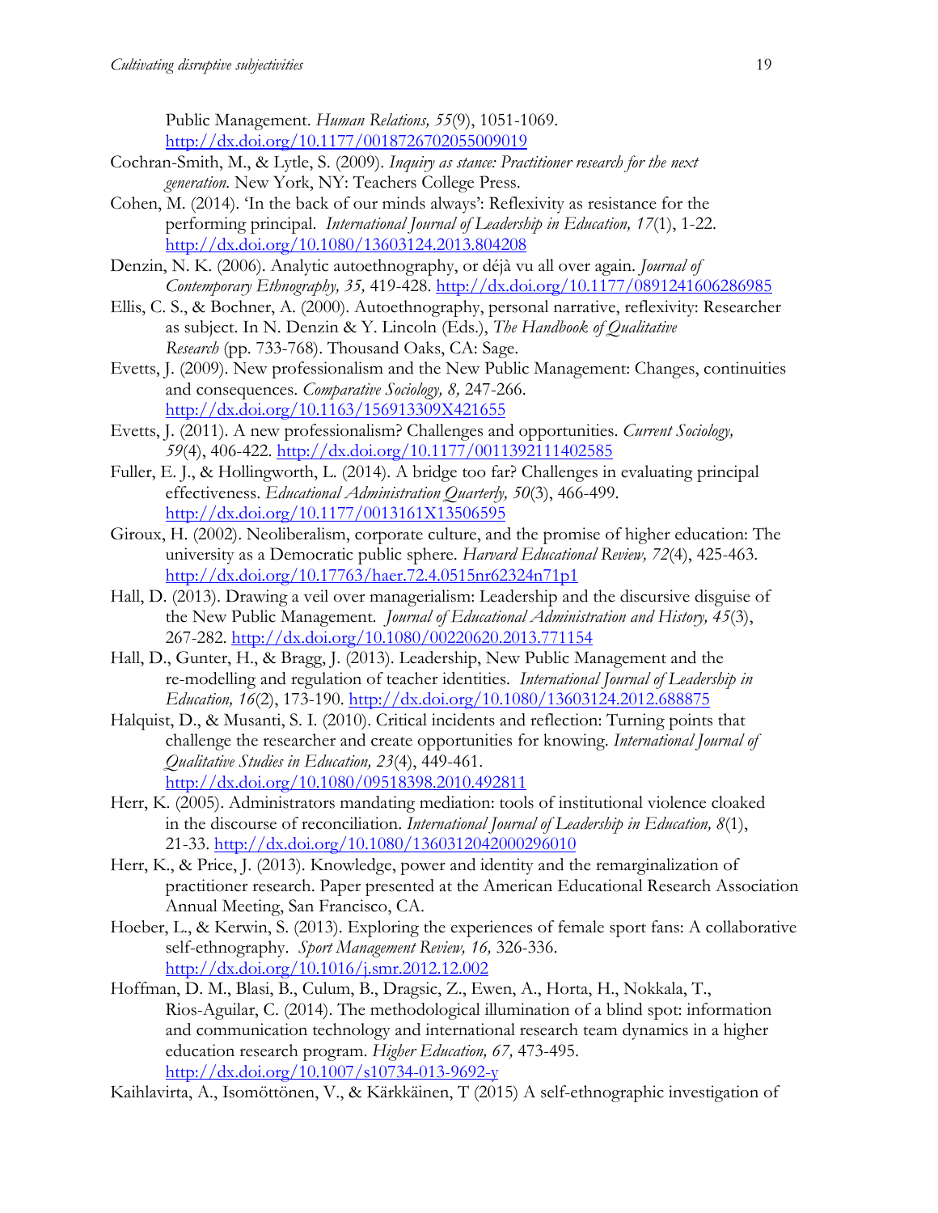Public Management. *Human Relations, 55*(9), 1051-1069. http://dx.doi.org/10.1177/0018726702055009019

Cochran-Smith, M., & Lytle, S. (2009). *Inquiry as stance: Practitioner research for the next generation.* New York, NY: Teachers College Press.

Cohen, M. (2014). 'In the back of our minds always': Reflexivity as resistance for the performing principal. *International Journal of Leadership in Education, 17*(1), 1-22. http://dx.doi.org/10.1080/13603124.2013.804208

Denzin, N. K. (2006). Analytic autoethnography, or déjà vu all over again. *Journal of Contemporary Ethnography, 35,* 419-428. http://dx.doi.org/10.1177/0891241606286985

Ellis, C. S., & Bochner, A. (2000). Autoethnography, personal narrative, reflexivity: Researcher as subject. In N. Denzin & Y. Lincoln (Eds.), *The Handbook of Qualitative Research* (pp. 733-768). Thousand Oaks, CA: Sage.

Evetts, J. (2009). New professionalism and the New Public Management: Changes, continuities and consequences. *Comparative Sociology, 8,* 247-266. http://dx.doi.org/10.1163/156913309X421655

Evetts, J. (2011). A new professionalism? Challenges and opportunities. *Current Sociology, 59*(4), 406-422. http://dx.doi.org/10.1177/0011392111402585

Fuller, E. J., & Hollingworth, L. (2014). A bridge too far? Challenges in evaluating principal effectiveness. *Educational Administration Quarterly, 50*(3), 466-499. http://dx.doi.org/10.1177/0013161X13506595

Giroux, H. (2002). Neoliberalism, corporate culture, and the promise of higher education: The university as a Democratic public sphere. *Harvard Educational Review, 72*(4), 425-463. http://dx.doi.org/10.17763/haer.72.4.0515nr62324n71p1

Hall, D. (2013). Drawing a veil over managerialism: Leadership and the discursive disguise of the New Public Management. *Journal of Educational Administration and History, 45*(3), 267-282. http://dx.doi.org/10.1080/00220620.2013.771154

Hall, D., Gunter, H., & Bragg, J. (2013). Leadership, New Public Management and the re-modelling and regulation of teacher identities. *International Journal of Leadership in Education, 16*(2), 173-190. http://dx.doi.org/10.1080/13603124.2012.688875

Halquist, D., & Musanti, S. I. (2010). Critical incidents and reflection: Turning points that challenge the researcher and create opportunities for knowing. *International Journal of Qualitative Studies in Education, 23*(4), 449-461. http://dx.doi.org/10.1080/09518398.2010.492811

Herr, K. (2005). Administrators mandating mediation: tools of institutional violence cloaked in the discourse of reconciliation. *International Journal of Leadership in Education, 8*(1), 21-33. http://dx.doi.org/10.1080/1360312042000296010

Herr, K., & Price, J. (2013). Knowledge, power and identity and the remarginalization of practitioner research. Paper presented at the American Educational Research Association Annual Meeting, San Francisco, CA.

Hoeber, L., & Kerwin, S. (2013). Exploring the experiences of female sport fans: A collaborative self-ethnography. *Sport Management Review, 16,* 326-336. http://dx.doi.org/10.1016/j.smr.2012.12.002

Hoffman, D. M., Blasi, B., Culum, B., Dragsic, Z., Ewen, A., Horta, H., Nokkala, T., Rios-Aguilar, C. (2014). The methodological illumination of a blind spot: information and communication technology and international research team dynamics in a higher education research program. *Higher Education, 67,* 473-495. http://dx.doi.org/10.1007/s10734-013-9692-y

Kaihlavirta, A., Isomöttönen, V., & Kärkkäinen, T (2015) A self-ethnographic investigation of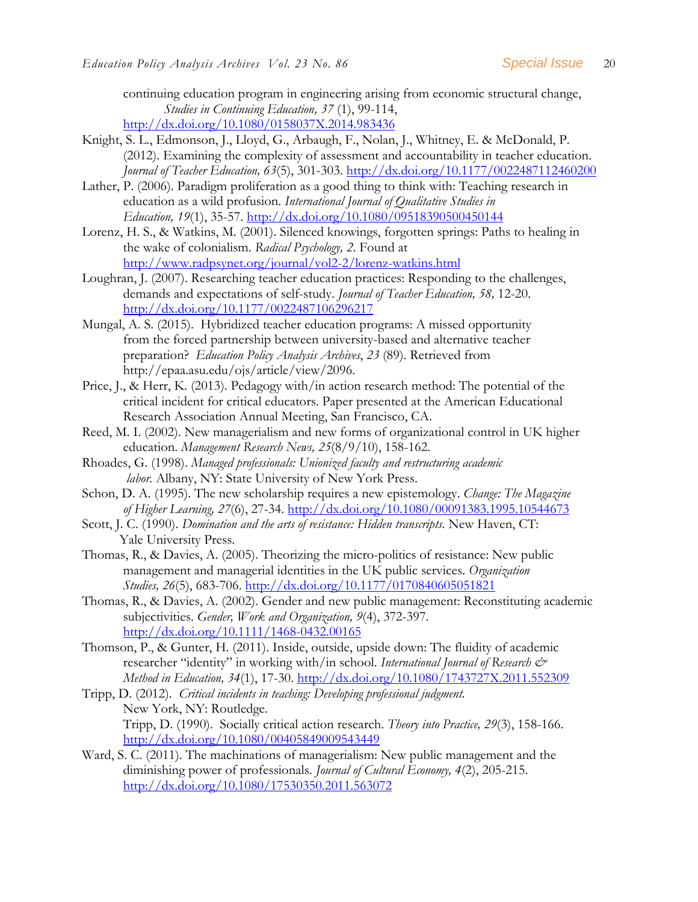continuing education program in engineering arising from economic structural change, *Studies in Continuing Education, 37* (1), 99-114, http://dx.doi.org/10.1080/0158037X.2014.983436

Knight, S. L., Edmonson, J., Lloyd, G., Arbaugh, F., Nolan, J., Whitney, E. & McDonald, P. (2012). Examining the complexity of assessment and accountability in teacher education. *Journal of Teacher Education, 63*(5), 301-303. http://dx.doi.org/10.1177/0022487112460200

Lather, P. (2006). Paradigm proliferation as a good thing to think with: Teaching research in education as a wild profusion. *International Journal of Qualitative Studies in Education, 19*(1), 35-57. http://dx.doi.org/10.1080/09518390500450144

Lorenz, H. S., & Watkins, M. (2001). Silenced knowings, forgotten springs: Paths to healing in the wake of colonialism. *Radical Psychology, 2*. Found at http://www.radpsynet.org/journal/vol2-2/lorenz-watkins.html

Loughran, J. (2007). Researching teacher education practices: Responding to the challenges, demands and expectations of self-study. *Journal of Teacher Education, 58,* 12-20. http://dx.doi.org/10.1177/0022487106296217

Mungal, A. S. (2015). Hybridized teacher education programs: A missed opportunity from the forced partnership between university-based and alternative teacher preparation? *Education Policy Analysis Archives*, *23* (89). Retrieved from http://epaa.asu.edu/ojs/article/view/2096.

Price, J., & Herr, K. (2013). Pedagogy with/in action research method: The potential of the critical incident for critical educators. Paper presented at the American Educational Research Association Annual Meeting, San Francisco, CA.

Reed, M. I. (2002). New managerialism and new forms of organizational control in UK higher education. *Management Research News, 25*(8/9/10), 158-162.

Rhoades, G. (1998). *Managed professionals: Unionized faculty and restructuring academic labor.* Albany, NY: State University of New York Press.

Schon, D. A. (1995). The new scholarship requires a new epistemology. *Change: The Magazine of Higher Learning, 27*(6), 27-34. http://dx.doi.org/10.1080/00091383.1995.10544673

Scott, J. C. (1990). *Domination and the arts of resistance: Hidden transcripts*. New Haven, CT: Yale University Press.

Thomas, R., & Davies, A. (2005). Theorizing the micro-politics of resistance: New public management and managerial identities in the UK public services. *Organization Studies, 26*(5), 683-706. http://dx.doi.org/10.1177/0170840605051821

Thomas, R., & Davies, A. (2002). Gender and new public management: Reconstituting academic subjectivities. *Gender, Work and Organization, 9*(4), 372-397. http://dx.doi.org/10.1111/1468-0432.00165

Thomson, P., & Gunter, H. (2011). Inside, outside, upside down: The fluidity of academic researcher "identity" in working with/in school. *International Journal of Research & Method in Education, 34*(1), 17-30. http://dx.doi.org/10.1080/1743727X.2011.552309

Tripp, D. (2012). *Critical incidents in teaching: Developing professional judgment.* New York, NY: Routledge.
Tripp, D. (1990). Socially critical action research. *Theory into Practice, 29*(3), 158-166. http://dx.doi.org/10.1080/00405849009543449

Ward, S. C. (2011). The machinations of managerialism: New public management and the diminishing power of professionals. *Journal of Cultural Economy, 4*(2), 205-215. http://dx.doi.org/10.1080/17530350.2011.563072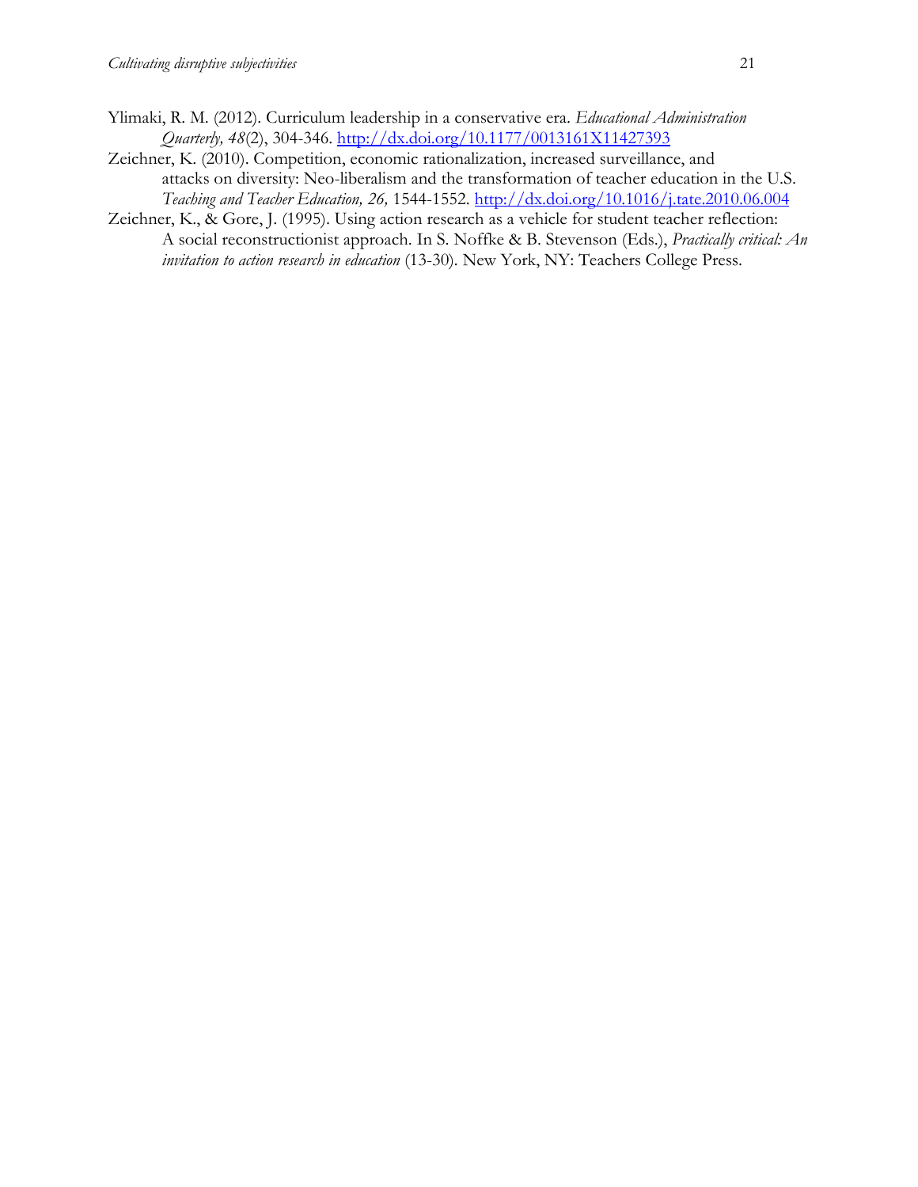Ylimaki, R. M. (2012). Curriculum leadership in a conservative era. *Educational Administration Quarterly, 48*(2), 304-346. http://dx.doi.org/10.1177/0013161X11427393

Zeichner, K. (2010). Competition, economic rationalization, increased surveillance, and attacks on diversity: Neo-liberalism and the transformation of teacher education in the U.S. *Teaching and Teacher Education, 26,* 1544-1552. http://dx.doi.org/10.1016/j.tate.2010.06.004

Zeichner, K., & Gore, J. (1995). Using action research as a vehicle for student teacher reflection: A social reconstructionist approach. In S. Noffke & B. Stevenson (Eds.), *Practically critical: An invitation to action research in education* (13-30). New York, NY: Teachers College Press.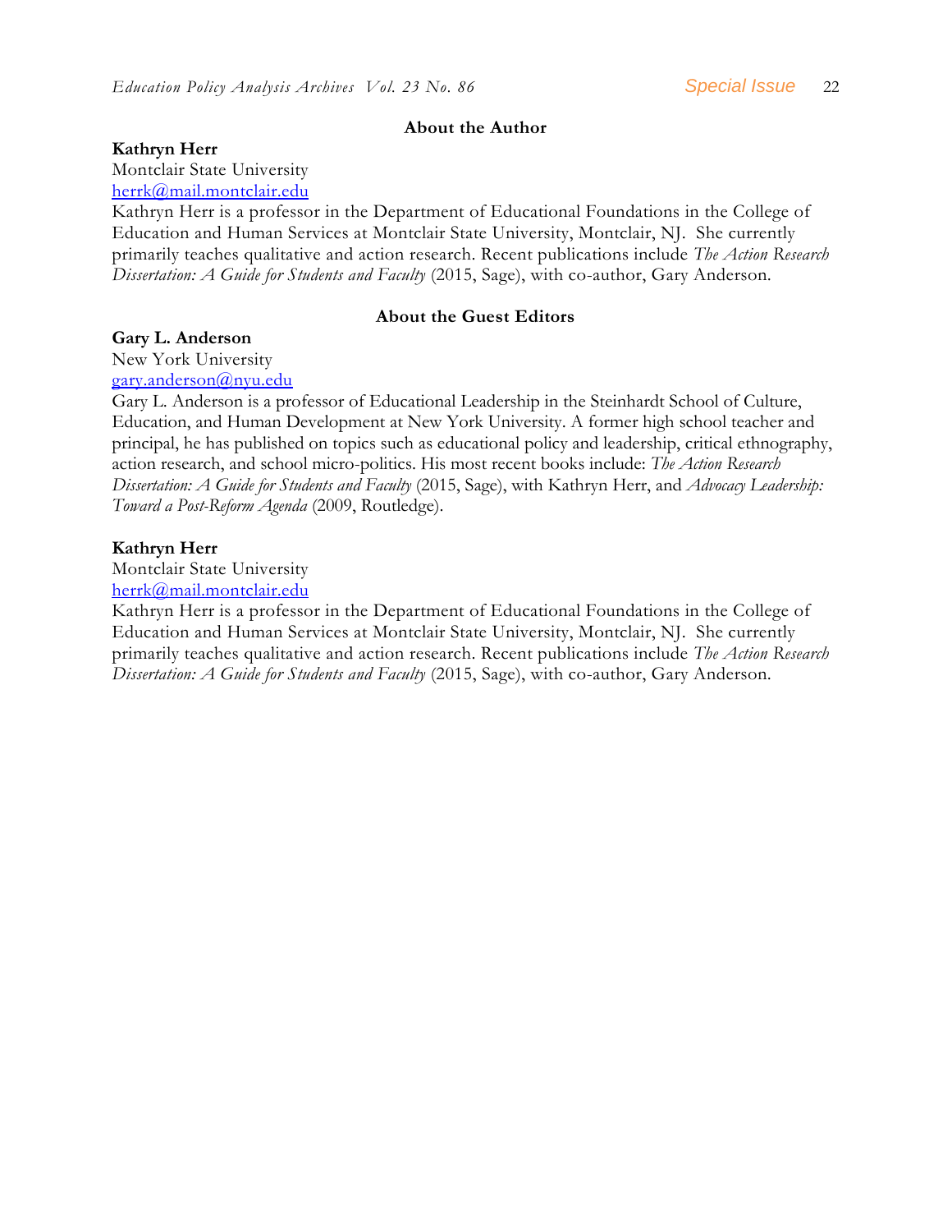## About the Author

**Kathryn Herr**

Montclair State University

herrk@mail.montclair.edu

Kathryn Herr is a professor in the Department of Educational Foundations in the College of Education and Human Services at Montclair State University, Montclair, NJ. She currently primarily teaches qualitative and action research. Recent publications include *The Action Research Dissertation: A Guide for Students and Faculty* (2015, Sage), with co-author, Gary Anderson.

## About the Guest Editors

**Gary L. Anderson**

New York University

gary.anderson@nyu.edu

Gary L. Anderson is a professor of Educational Leadership in the Steinhardt School of Culture, Education, and Human Development at New York University. A former high school teacher and principal, he has published on topics such as educational policy and leadership, critical ethnography, action research, and school micro-politics. His most recent books include: *The Action Research Dissertation: A Guide for Students and Faculty* (2015, Sage), with Kathryn Herr, and *Advocacy Leadership: Toward a Post-Reform Agenda* (2009, Routledge).

**Kathryn Herr**

Montclair State University

herrk@mail.montclair.edu

Kathryn Herr is a professor in the Department of Educational Foundations in the College of Education and Human Services at Montclair State University, Montclair, NJ. She currently primarily teaches qualitative and action research. Recent publications include *The Action Research Dissertation: A Guide for Students and Faculty* (2015, Sage), with co-author, Gary Anderson.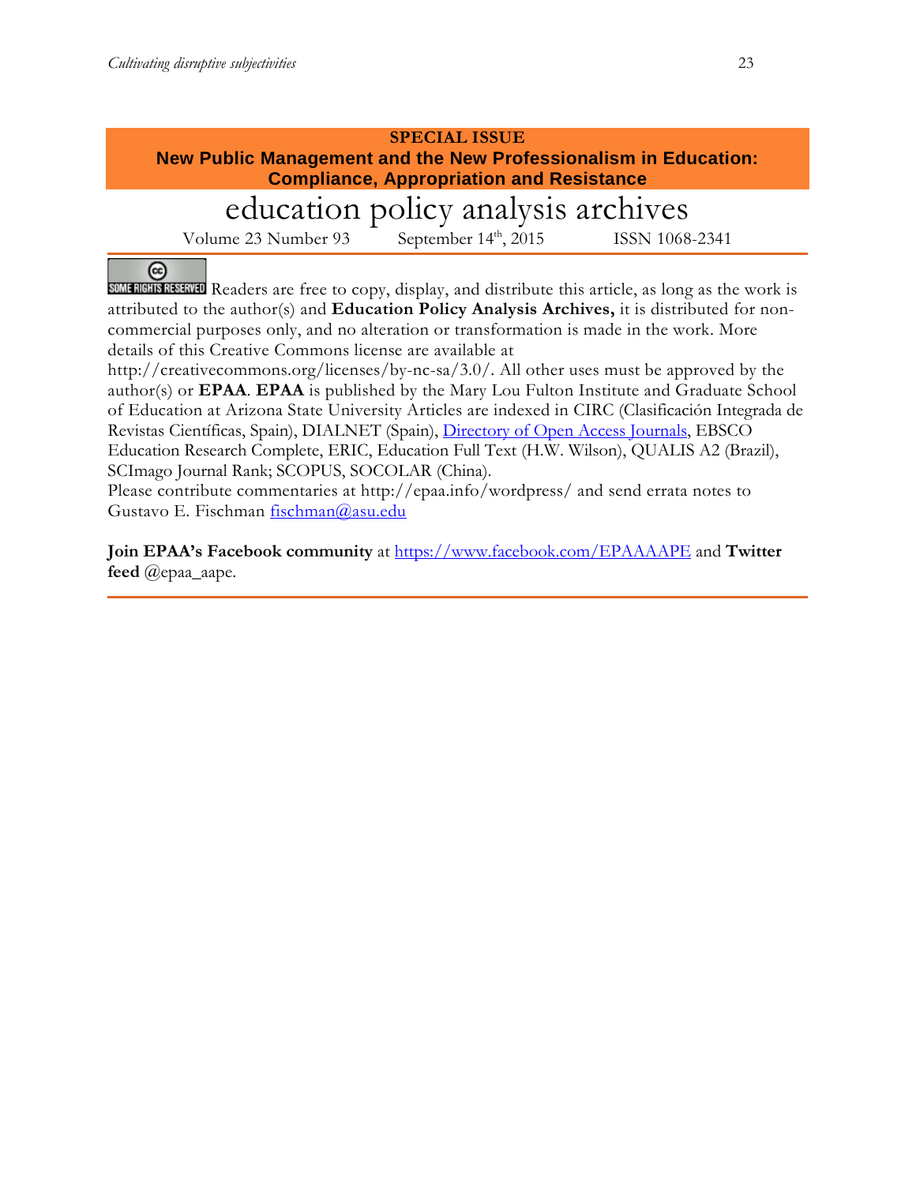**SPECIAL ISSUE**
**New Public Management and the New Professionalism in Education: Compliance, Appropriation and Resistance**

# education policy analysis archives

Volume 23 Number 93 September 14th, 2015 ISSN 1068-2341

SOME RIGHTS RESERVED Readers are free to copy, display, and distribute this article, as long as the work is attributed to the author(s) and **Education Policy Analysis Archives,** it is distributed for non-commercial purposes only, and no alteration or transformation is made in the work. More details of this Creative Commons license are available at http://creativecommons.org/licenses/by-nc-sa/3.0/. All other uses must be approved by the author(s) or **EPAA**. **EPAA** is published by the Mary Lou Fulton Institute and Graduate School of Education at Arizona State University Articles are indexed in CIRC (Clasificación Integrada de Revistas Científicas, Spain), DIALNET (Spain), Directory of Open Access Journals, EBSCO Education Research Complete, ERIC, Education Full Text (H.W. Wilson), QUALIS A2 (Brazil), SCImago Journal Rank; SCOPUS, SOCOLAR (China).
Please contribute commentaries at http://epaa.info/wordpress/ and send errata notes to Gustavo E. Fischman fischman@asu.edu

**Join EPAA's Facebook community** at https://www.facebook.com/EPAAAAPE and **Twitter feed** @epaa_aape.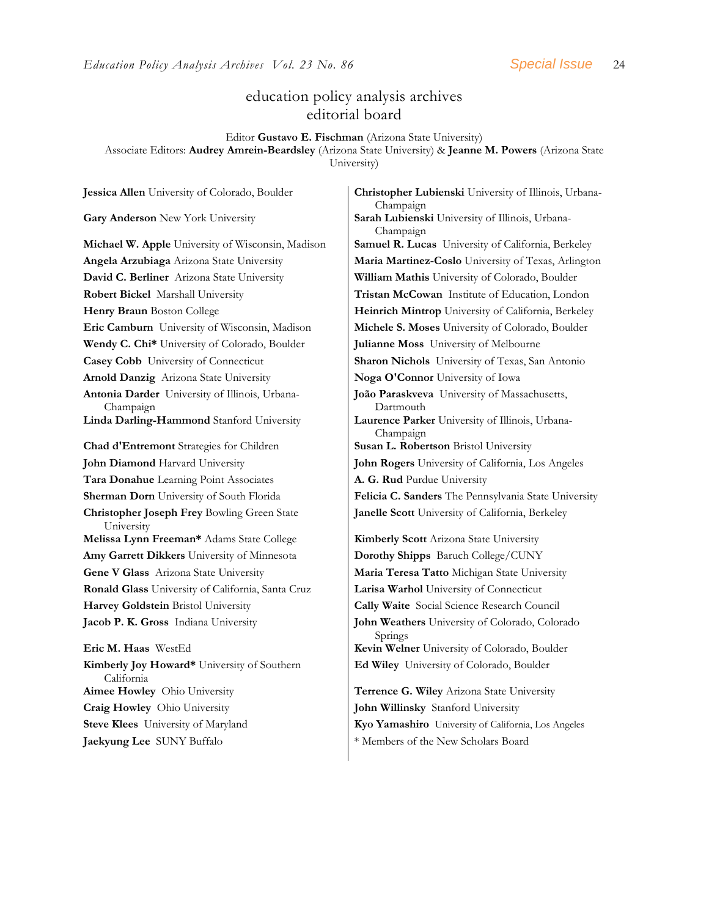# education policy analysis archives editorial board

Editor **Gustavo E. Fischman** (Arizona State University)
Associate Editors: **Audrey Amrein-Beardsley** (Arizona State University) & **Jeanne M. Powers** (Arizona State University)

**Jessica Allen** University of Colorado, Boulder

**Gary Anderson** New York University

**Michael W. Apple** University of Wisconsin, Madison

**Angela Arzubiaga** Arizona State University

**David C. Berliner** Arizona State University

**Robert Bickel** Marshall University

**Henry Braun** Boston College

**Eric Camburn** University of Wisconsin, Madison

**Wendy C. Chi*** University of Colorado, Boulder

**Casey Cobb** University of Connecticut

**Arnold Danzig** Arizona State University

**Antonia Darder** University of Illinois, Urbana-Champaign

**Linda Darling-Hammond** Stanford University

**Chad d'Entremont** Strategies for Children

**John Diamond** Harvard University

**Tara Donahue** Learning Point Associates

**Sherman Dorn** University of South Florida

**Christopher Joseph Frey** Bowling Green State University

**Melissa Lynn Freeman*** Adams State College

**Amy Garrett Dikkers** University of Minnesota

**Gene V Glass** Arizona State University

**Ronald Glass** University of California, Santa Cruz

**Harvey Goldstein** Bristol University

**Jacob P. K. Gross** Indiana University

**Eric M. Haas** WestEd

**Kimberly Joy Howard*** University of Southern California

**Aimee Howley** Ohio University

**Craig Howley** Ohio University

**Steve Klees** University of Maryland

**Jaekyung Lee** SUNY Buffalo

**Christopher Lubienski** University of Illinois, Urbana-Champaign

**Sarah Lubienski** University of Illinois, Urbana-Champaign

**Samuel R. Lucas** University of California, Berkeley

**Maria Martinez-Coslo** University of Texas, Arlington

**William Mathis** University of Colorado, Boulder

**Tristan McCowan** Institute of Education, London

**Heinrich Mintrop** University of California, Berkeley

**Michele S. Moses** University of Colorado, Boulder

**Julianne Moss** University of Melbourne

**Sharon Nichols** University of Texas, San Antonio

**Noga O'Connor** University of Iowa

**João Paraskveva** University of Massachusetts, Dartmouth

**Laurence Parker** University of Illinois, Urbana-Champaign

**Susan L. Robertson** Bristol University

**John Rogers** University of California, Los Angeles

**A. G. Rud** Purdue University

**Felicia C. Sanders** The Pennsylvania State University

**Janelle Scott** University of California, Berkeley

**Kimberly Scott** Arizona State University

**Dorothy Shipps** Baruch College/CUNY

**Maria Teresa Tatto** Michigan State University

**Larisa Warhol** University of Connecticut

**Cally Waite** Social Science Research Council

**John Weathers** University of Colorado, Colorado Springs

**Kevin Welner** University of Colorado, Boulder

**Ed Wiley** University of Colorado, Boulder

**Terrence G. Wiley** Arizona State University

**John Willinsky** Stanford University

**Kyo Yamashiro** University of California, Los Angeles

* Members of the New Scholars Board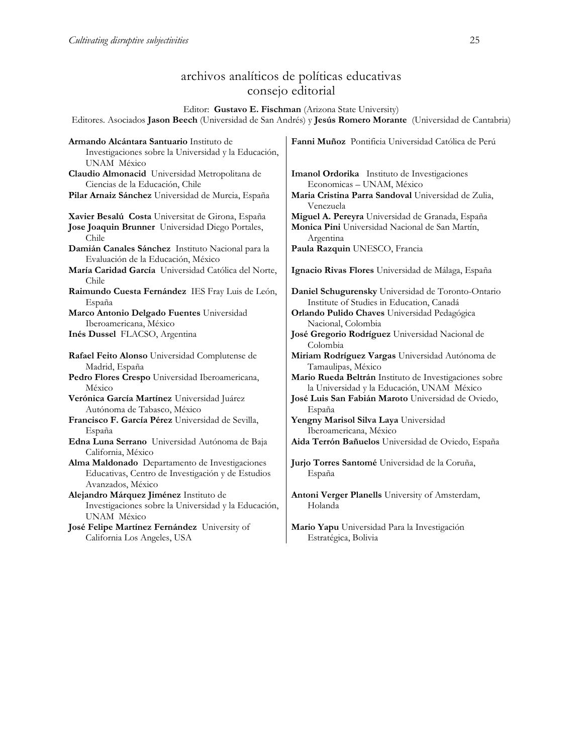# archivos analíticos de políticas educativas
## consejo editorial

Editor: **Gustavo E. Fischman** (Arizona State University)

Editores. Asociados **Jason Beech** (Universidad de San Andrés) y **Jesús Romero Morante** (Universidad de Cantabria)

**Armando Alcántara Santuario** Instituto de Investigaciones sobre la Universidad y la Educación, UNAM México

**Claudio Almonacid** Universidad Metropolitana de Ciencias de la Educación, Chile

**Pilar Arnaiz Sánchez** Universidad de Murcia, España

**Xavier Besalú Costa** Universitat de Girona, España

**Jose Joaquin Brunner** Universidad Diego Portales, Chile

**Damián Canales Sánchez** Instituto Nacional para la Evaluación de la Educación, México

**María Caridad García** Universidad Católica del Norte, Chile

**Raimundo Cuesta Fernández** IES Fray Luis de León, España

**Marco Antonio Delgado Fuentes** Universidad Iberoamericana, México

**Inés Dussel** FLACSO, Argentina

**Rafael Feito Alonso** Universidad Complutense de Madrid, España

**Pedro Flores Crespo** Universidad Iberoamericana, México

**Verónica García Martínez** Universidad Juárez Autónoma de Tabasco, México

**Francisco F. García Pérez** Universidad de Sevilla, España

**Edna Luna Serrano** Universidad Autónoma de Baja California, México

**Alma Maldonado** Departamento de Investigaciones Educativas, Centro de Investigación y de Estudios Avanzados, México

**Alejandro Márquez Jiménez** Instituto de Investigaciones sobre la Universidad y la Educación, UNAM México

**José Felipe Martínez Fernández** University of California Los Angeles, USA

**Fanni Muñoz** Pontificia Universidad Católica de Perú

**Imanol Ordorika** Instituto de Investigaciones Economicas – UNAM, México

**Maria Cristina Parra Sandoval** Universidad de Zulia, Venezuela

**Miguel A. Pereyra** Universidad de Granada, España

**Monica Pini** Universidad Nacional de San Martín, Argentina

**Paula Razquin** UNESCO, Francia

**Ignacio Rivas Flores** Universidad de Málaga, España

**Daniel Schugurensky** Universidad de Toronto-Ontario Institute of Studies in Education, Canadá

**Orlando Pulido Chaves** Universidad Pedagógica Nacional, Colombia

**José Gregorio Rodríguez** Universidad Nacional de Colombia

**Miriam Rodríguez Vargas** Universidad Autónoma de Tamaulipas, México

**Mario Rueda Beltrán** Instituto de Investigaciones sobre la Universidad y la Educación, UNAM México

**José Luis San Fabián Maroto** Universidad de Oviedo, España

**Yengny Marisol Silva Laya** Universidad Iberoamericana, México

**Aida Terrón Bañuelos** Universidad de Oviedo, España

**Jurjo Torres Santomé** Universidad de la Coruña, España

**Antoni Verger Planells** University of Amsterdam, Holanda

**Mario Yapu** Universidad Para la Investigación Estratégica, Bolivia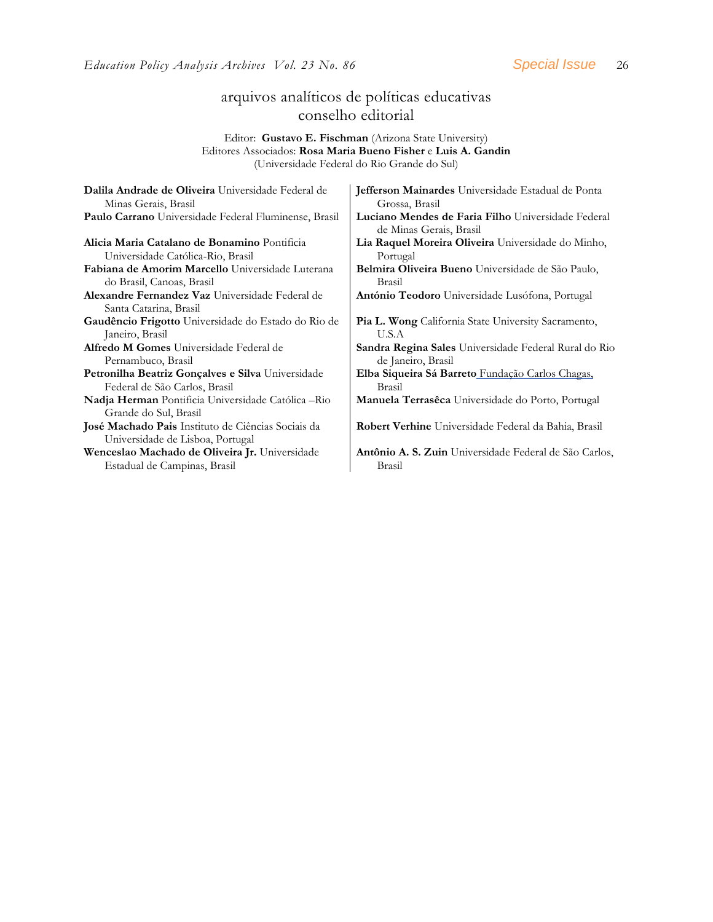# arquivos analíticos de políticas educativas
## conselho editorial

Editor: **Gustavo E. Fischman** (Arizona State University)
Editores Associados: **Rosa Maria Bueno Fisher** e **Luis A. Gandin** (Universidade Federal do Rio Grande do Sul)

**Dalila Andrade de Oliveira** Universidade Federal de Minas Gerais, Brasil

**Paulo Carrano** Universidade Federal Fluminense, Brasil

**Alicia Maria Catalano de Bonamino** Pontificia Universidade Católica-Rio, Brasil

**Fabiana de Amorim Marcello** Universidade Luterana do Brasil, Canoas, Brasil

**Alexandre Fernandez Vaz** Universidade Federal de Santa Catarina, Brasil

**Gaudêncio Frigotto** Universidade do Estado do Rio de Janeiro, Brasil

**Alfredo M Gomes** Universidade Federal de Pernambuco, Brasil

**Petronilha Beatriz Gonçalves e Silva** Universidade Federal de São Carlos, Brasil

**Nadja Herman** Pontificia Universidade Católica –Rio Grande do Sul, Brasil

**José Machado Pais** Instituto de Ciências Sociais da Universidade de Lisboa, Portugal

**Wenceslao Machado de Oliveira Jr.** Universidade Estadual de Campinas, Brasil

**Jefferson Mainardes** Universidade Estadual de Ponta Grossa, Brasil

**Luciano Mendes de Faria Filho** Universidade Federal de Minas Gerais, Brasil

**Lia Raquel Moreira Oliveira** Universidade do Minho, Portugal

**Belmira Oliveira Bueno** Universidade de São Paulo, Brasil

**António Teodoro** Universidade Lusófona, Portugal

**Pia L. Wong** California State University Sacramento, U.S.A

**Sandra Regina Sales** Universidade Federal Rural do Rio de Janeiro, Brasil

**Elba Siqueira Sá Barreto** Fundação Carlos Chagas, Brasil

**Manuela Terrasêca** Universidade do Porto, Portugal

**Robert Verhine** Universidade Federal da Bahia, Brasil

**Antônio A. S. Zuin** Universidade Federal de São Carlos, Brasil